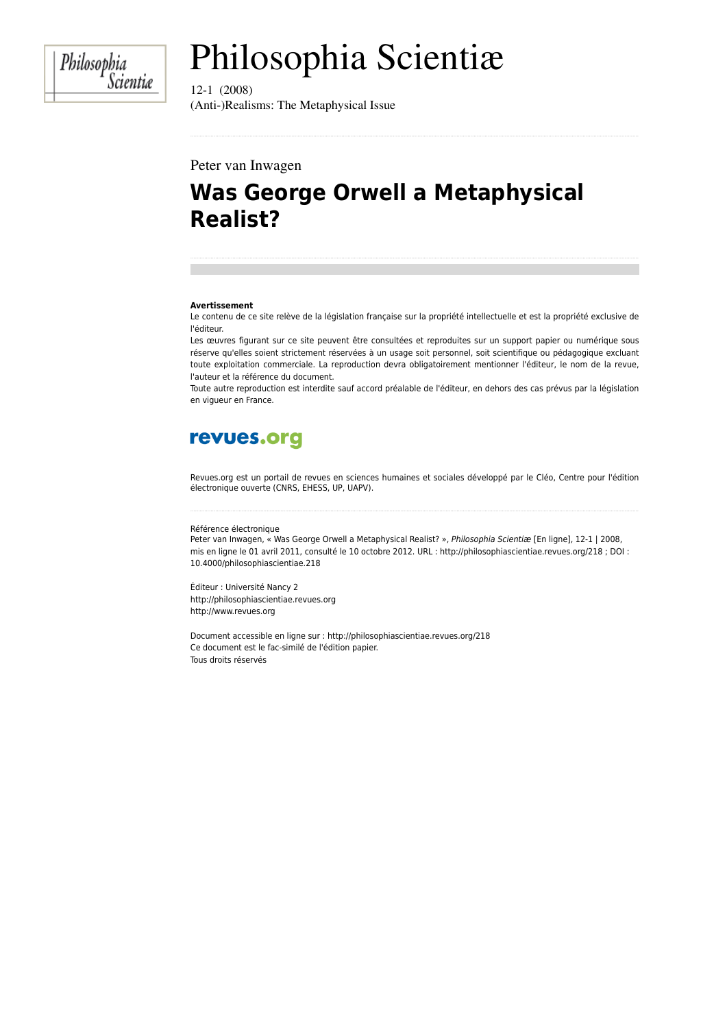Philosophia Scientiæ

12-1 (2008)
(Anti-)Realisms: The Metaphysical Issue

Peter van Inwagen

# Was George Orwell a Metaphysical Realist?

**Avertissement**
Le contenu de ce site relève de la législation française sur la propriété intellectuelle et est la propriété exclusive de l'éditeur.
Les œuvres figurant sur ce site peuvent être consultées et reproduites sur un support papier ou numérique sous réserve qu'elles soient strictement réservées à un usage soit personnel, soit scientifique ou pédagogique excluant toute exploitation commerciale. La reproduction devra obligatoirement mentionner l'éditeur, le nom de la revue, l'auteur et la référence du document.
Toute autre reproduction est interdite sauf accord préalable de l'éditeur, en dehors des cas prévus par la législation en vigueur en France.

revues.org

Revues.org est un portail de revues en sciences humaines et sociales développé par le Cléo, Centre pour l'édition électronique ouverte (CNRS, EHESS, UP, UAPV).

Référence électronique
Peter van Inwagen, « Was George Orwell a Metaphysical Realist? », *Philosophia Scientiæ* [En ligne], 12-1 | 2008, mis en ligne le 01 avril 2011, consulté le 10 octobre 2012. URL : http://philosophiascientiae.revues.org/218 ; DOI : 10.4000/philosophiascientiae.218

Éditeur : Université Nancy 2
http://philosophiascientiae.revues.org
http://www.revues.org

Document accessible en ligne sur : http://philosophiascientiae.revues.org/218
Ce document est le fac-similé de l'édition papier.
Tous droits réservés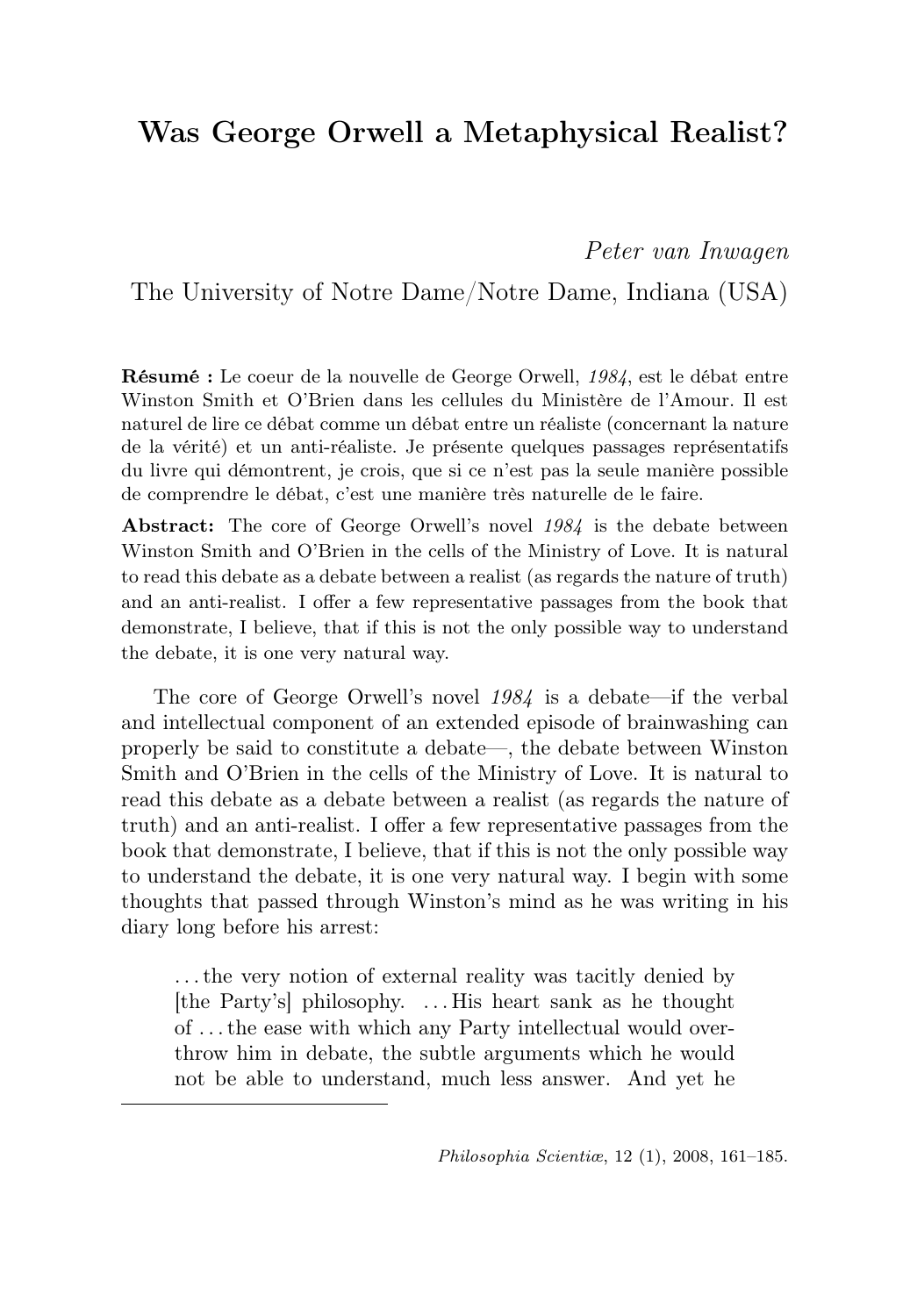# Was George Orwell a Metaphysical Realist?

*Peter van Inwagen*
The University of Notre Dame/Notre Dame, Indiana (USA)

**Résumé :** Le coeur de la nouvelle de George Orwell, *1984*, est le débat entre Winston Smith et O'Brien dans les cellules du Ministère de l'Amour. Il est naturel de lire ce débat comme un débat entre un réaliste (concernant la nature de la vérité) et un anti-réaliste. Je présente quelques passages représentatifs du livre qui démontrent, je crois, que si ce n'est pas la seule manière possible de comprendre le débat, c'est une manière très naturelle de le faire.

**Abstract:** The core of George Orwell's novel *1984* is the debate between Winston Smith and O'Brien in the cells of the Ministry of Love. It is natural to read this debate as a debate between a realist (as regards the nature of truth) and an anti-realist. I offer a few representative passages from the book that demonstrate, I believe, that if this is not the only possible way to understand the debate, it is one very natural way.

The core of George Orwell's novel *1984* is a debate—if the verbal and intellectual component of an extended episode of brainwashing can properly be said to constitute a debate—, the debate between Winston Smith and O'Brien in the cells of the Ministry of Love. It is natural to read this debate as a debate between a realist (as regards the nature of truth) and an anti-realist. I offer a few representative passages from the book that demonstrate, I believe, that if this is not the only possible way to understand the debate, it is one very natural way. I begin with some thoughts that passed through Winston's mind as he was writing in his diary long before his arrest:

> . . . the very notion of external reality was tacitly denied by [the Party's] philosophy. . . . His heart sank as he thought of . . . the ease with which any Party intellectual would overthrow him in debate, the subtle arguments which he would not be able to understand, much less answer. And yet he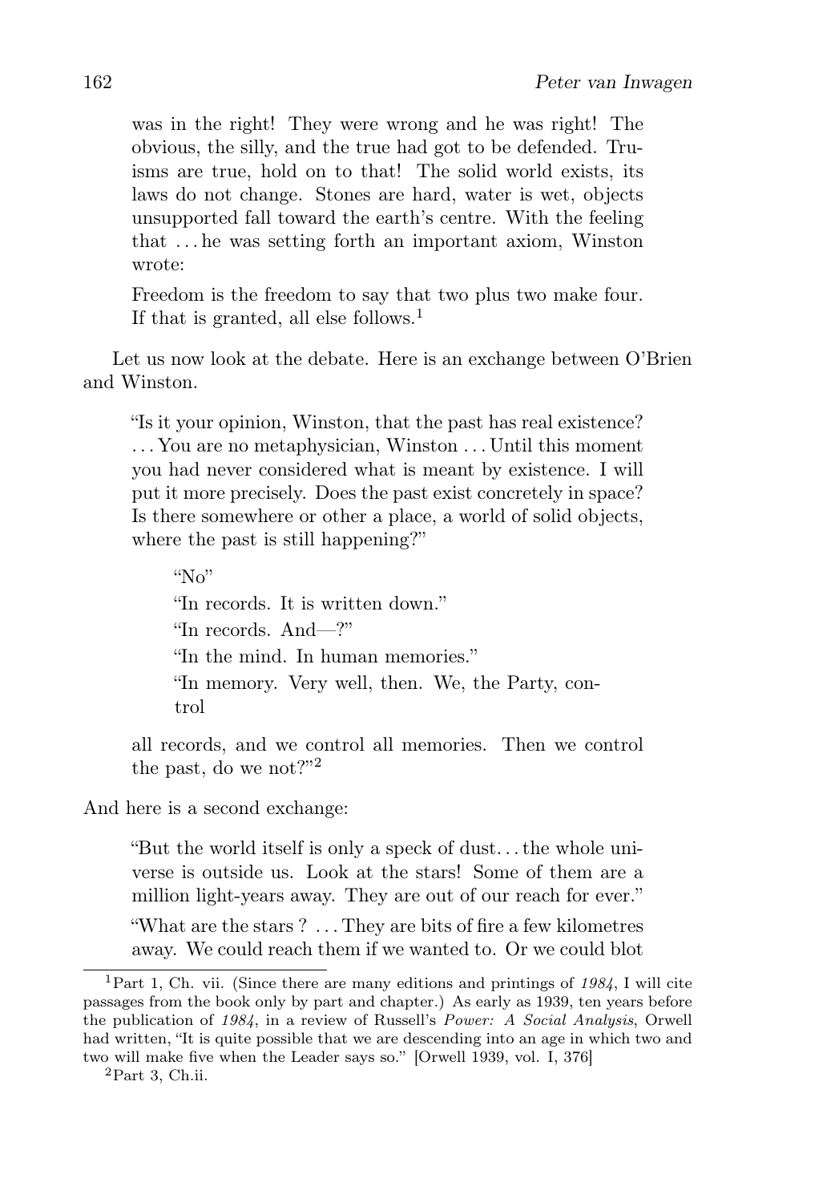> was in the right! They were wrong and he was right! The obvious, the silly, and the true had got to be defended. Truisms are true, hold on to that! The solid world exists, its laws do not change. Stones are hard, water is wet, objects unsupported fall toward the earth's centre. With the feeling that . . . he was setting forth an important axiom, Winston wrote:
>
> Freedom is the freedom to say that two plus two make four. If that is granted, all else follows.[1]

Let us now look at the debate. Here is an exchange between O'Brien and Winston.

> "Is it your opinion, Winston, that the past has real existence? . . . You are no metaphysician, Winston . . . Until this moment you had never considered what is meant by existence. I will put it more precisely. Does the past exist concretely in space? Is there somewhere or other a place, a world of solid objects, where the past is still happening?"
>
> "No"
>
> "In records. It is written down."
>
> "In records. And—?"
>
> "In the mind. In human memories."
>
> "In memory. Very well, then. We, the Party, control all records, and we control all memories. Then we control the past, do we not?"[2]

And here is a second exchange:

> "But the world itself is only a speck of dust. . . the whole universe is outside us. Look at the stars! Some of them are a million light-years away. They are out of our reach for ever."
>
> "What are the stars ? . . . They are bits of fire a few kilometres away. We could reach them if we wanted to. Or we could blot

---

[1] Part 1, Ch. vii. (Since there are many editions and printings of *1984*, I will cite passages from the book only by part and chapter.) As early as 1939, ten years before the publication of *1984*, in a review of Russell's *Power: A Social Analysis*, Orwell had written, "It is quite possible that we are descending into an age in which two and two will make five when the Leader says so." [Orwell 1939, vol. I, 376]

[2] Part 3, Ch.ii.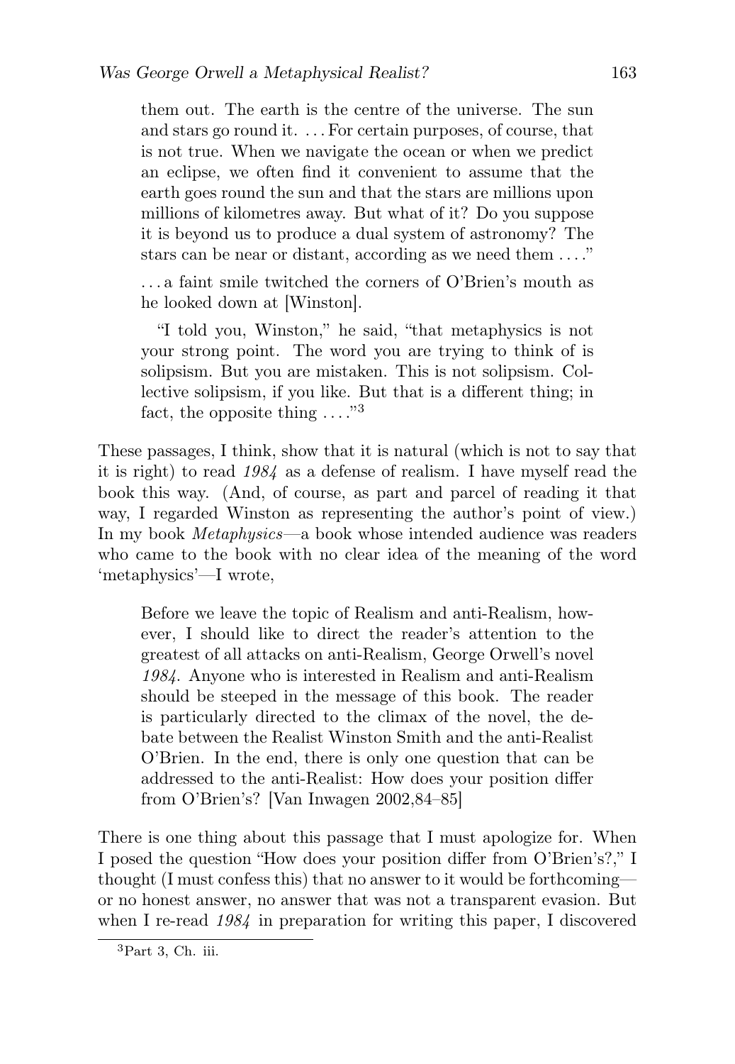> them out. The earth is the centre of the universe. The sun and stars go round it. . . . For certain purposes, of course, that is not true. When we navigate the ocean or when we predict an eclipse, we often find it convenient to assume that the earth goes round the sun and that the stars are millions upon millions of kilometres away. But what of it? Do you suppose it is beyond us to produce a dual system of astronomy? The stars can be near or distant, according as we need them . . . ."
>
> . . . a faint smile twitched the corners of O'Brien's mouth as he looked down at [Winston].
>
> "I told you, Winston," he said, "that metaphysics is not your strong point. The word you are trying to think of is solipsism. But you are mistaken. This is not solipsism. Collective solipsism, if you like. But that is a different thing; in fact, the opposite thing . . . ."[3]

These passages, I think, show that it is natural (which is not to say that it is right) to read *1984* as a defense of realism. I have myself read the book this way. (And, of course, as part and parcel of reading it that way, I regarded Winston as representing the author's point of view.) In my book *Metaphysics*—a book whose intended audience was readers who came to the book with no clear idea of the meaning of the word 'metaphysics'—I wrote,

> Before we leave the topic of Realism and anti-Realism, however, I should like to direct the reader's attention to the greatest of all attacks on anti-Realism, George Orwell's novel *1984*. Anyone who is interested in Realism and anti-Realism should be steeped in the message of this book. The reader is particularly directed to the climax of the novel, the debate between the Realist Winston Smith and the anti-Realist O'Brien. In the end, there is only one question that can be addressed to the anti-Realist: How does your position differ from O'Brien's? [Van Inwagen 2002,84–85]

There is one thing about this passage that I must apologize for. When I posed the question "How does your position differ from O'Brien's?," I thought (I must confess this) that no answer to it would be forthcoming—or no honest answer, no answer that was not a transparent evasion. But when I re-read *1984* in preparation for writing this paper, I discovered

[3] Part 3, Ch. iii.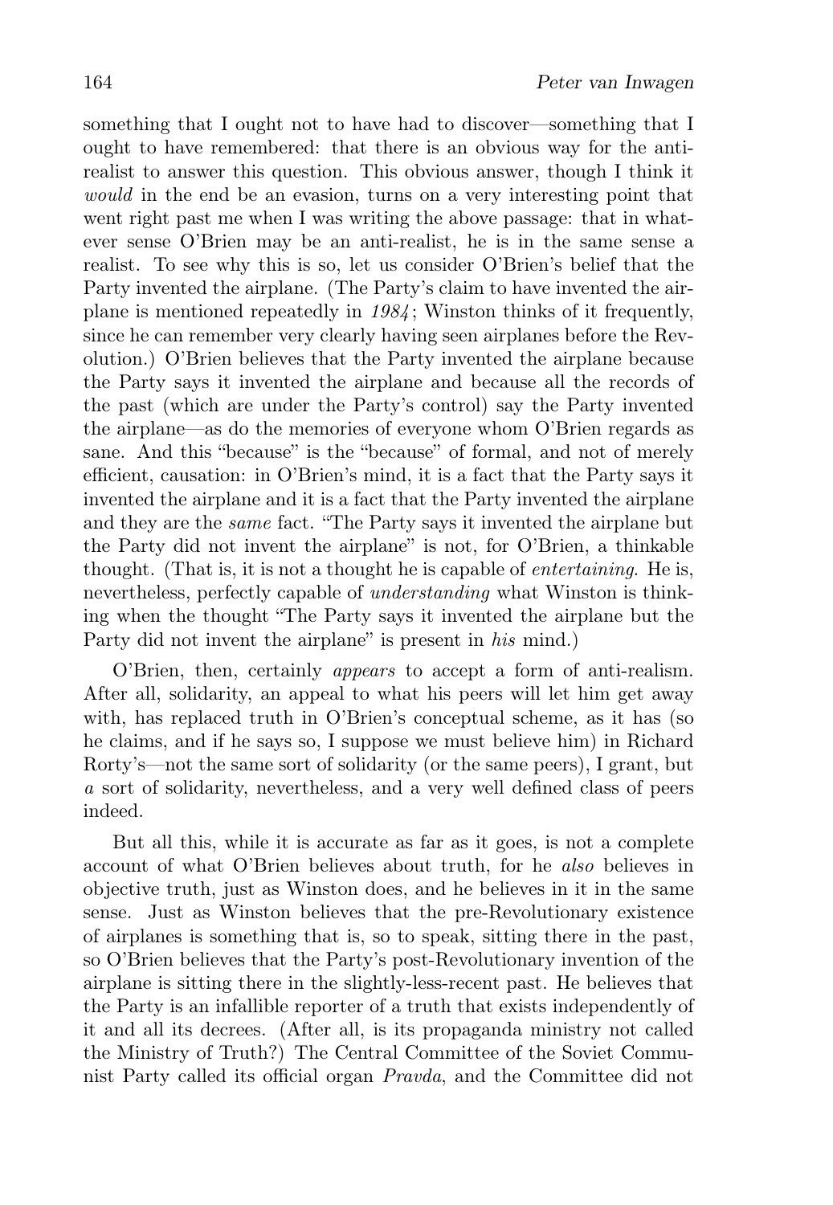something that I ought not to have had to discover—something that I ought to have remembered: that there is an obvious way for the anti-realist to answer this question. This obvious answer, though I think it *would* in the end be an evasion, turns on a very interesting point that went right past me when I was writing the above passage: that in whatever sense O'Brien may be an anti-realist, he is in the same sense a realist. To see why this is so, let us consider O'Brien's belief that the Party invented the airplane. (The Party's claim to have invented the airplane is mentioned repeatedly in *1984*; Winston thinks of it frequently, since he can remember very clearly having seen airplanes before the Revolution.) O'Brien believes that the Party invented the airplane because the Party says it invented the airplane and because all the records of the past (which are under the Party's control) say the Party invented the airplane—as do the memories of everyone whom O'Brien regards as sane. And this "because" is the "because" of formal, and not of merely efficient, causation: in O'Brien's mind, it is a fact that the Party says it invented the airplane and it is a fact that the Party invented the airplane and they are the *same* fact. "The Party says it invented the airplane but the Party did not invent the airplane" is not, for O'Brien, a thinkable thought. (That is, it is not a thought he is capable of *entertaining*. He is, nevertheless, perfectly capable of *understanding* what Winston is thinking when the thought "The Party says it invented the airplane but the Party did not invent the airplane" is present in *his* mind.)

O'Brien, then, certainly *appears* to accept a form of anti-realism. After all, solidarity, an appeal to what his peers will let him get away with, has replaced truth in O'Brien's conceptual scheme, as it has (so he claims, and if he says so, I suppose we must believe him) in Richard Rorty's—not the same sort of solidarity (or the same peers), I grant, but *a* sort of solidarity, nevertheless, and a very well defined class of peers indeed.

But all this, while it is accurate as far as it goes, is not a complete account of what O'Brien believes about truth, for he *also* believes in objective truth, just as Winston does, and he believes in it in the same sense. Just as Winston believes that the pre-Revolutionary existence of airplanes is something that is, so to speak, sitting there in the past, so O'Brien believes that the Party's post-Revolutionary invention of the airplane is sitting there in the slightly-less-recent past. He believes that the Party is an infallible reporter of a truth that exists independently of it and all its decrees. (After all, is its propaganda ministry not called the Ministry of Truth?) The Central Committee of the Soviet Communist Party called its official organ *Pravda*, and the Committee did not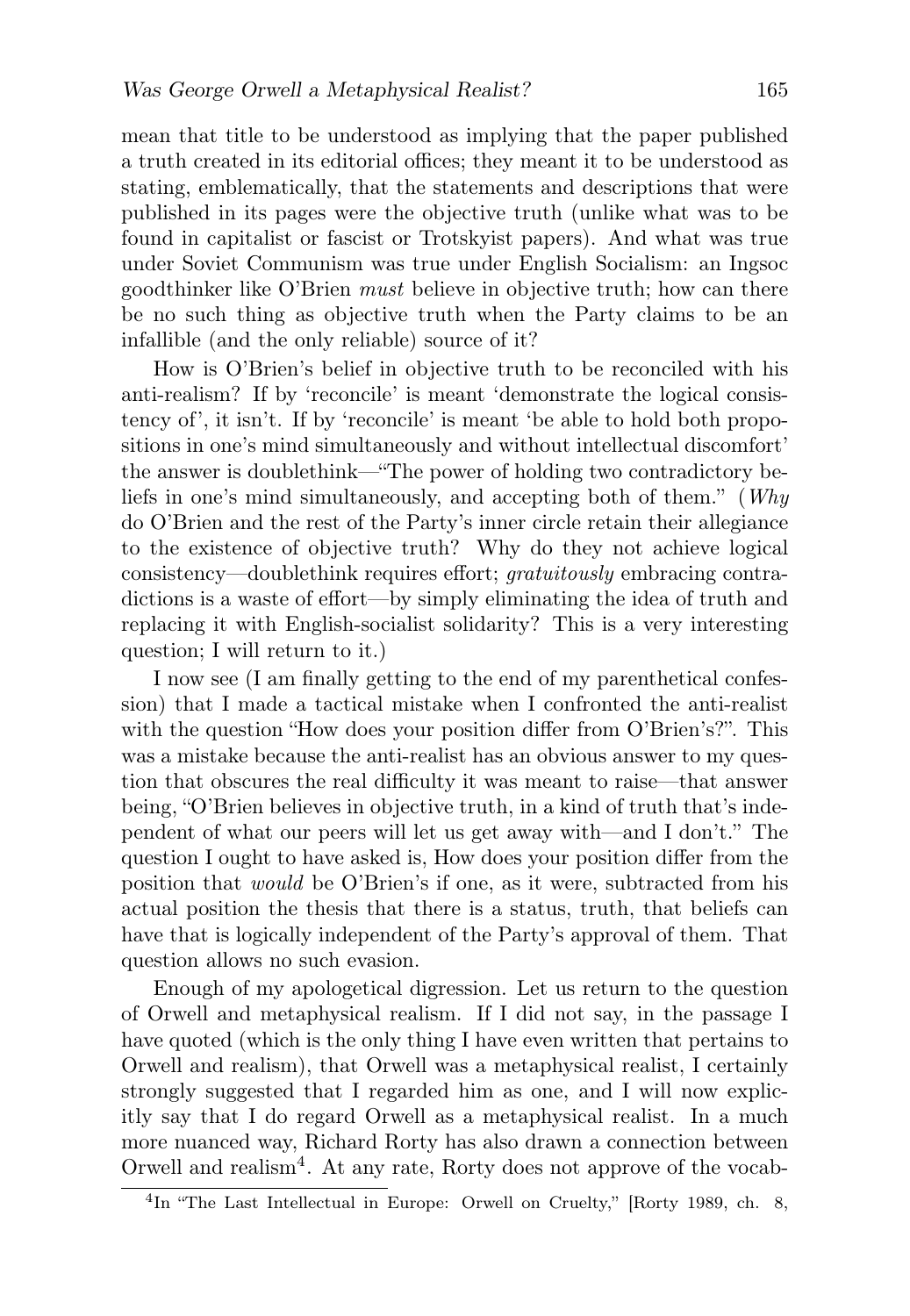mean that title to be understood as implying that the paper published a truth created in its editorial offices; they meant it to be understood as stating, emblematically, that the statements and descriptions that were published in its pages were the objective truth (unlike what was to be found in capitalist or fascist or Trotskyist papers). And what was true under Soviet Communism was true under English Socialism: an Ingsoc goodthinker like O'Brien *must* believe in objective truth; how can there be no such thing as objective truth when the Party claims to be an infallible (and the only reliable) source of it?

How is O'Brien's belief in objective truth to be reconciled with his anti-realism? If by 'reconcile' is meant 'demonstrate the logical consistency of', it isn't. If by 'reconcile' is meant 'be able to hold both propositions in one's mind simultaneously and without intellectual discomfort' the answer is doublethink—"The power of holding two contradictory beliefs in one's mind simultaneously, and accepting both of them." (*Why* do O'Brien and the rest of the Party's inner circle retain their allegiance to the existence of objective truth? Why do they not achieve logical consistency—doublethink requires effort; *gratuitously* embracing contradictions is a waste of effort—by simply eliminating the idea of truth and replacing it with English-socialist solidarity? This is a very interesting question; I will return to it.)

I now see (I am finally getting to the end of my parenthetical confession) that I made a tactical mistake when I confronted the anti-realist with the question "How does your position differ from O'Brien's?". This was a mistake because the anti-realist has an obvious answer to my question that obscures the real difficulty it was meant to raise—that answer being, "O'Brien believes in objective truth, in a kind of truth that's independent of what our peers will let us get away with—and I don't." The question I ought to have asked is, How does your position differ from the position that *would* be O'Brien's if one, as it were, subtracted from his actual position the thesis that there is a status, truth, that beliefs can have that is logically independent of the Party's approval of them. That question allows no such evasion.

Enough of my apologetical digression. Let us return to the question of Orwell and metaphysical realism. If I did not say, in the passage I have quoted (which is the only thing I have even written that pertains to Orwell and realism), that Orwell was a metaphysical realist, I certainly strongly suggested that I regarded him as one, and I will now explicitly say that I do regard Orwell as a metaphysical realist. In a much more nuanced way, Richard Rorty has also drawn a connection between Orwell and realism[4]. At any rate, Rorty does not approve of the vocab-

[4] In "The Last Intellectual in Europe: Orwell on Cruelty," [Rorty 1989, ch. 8,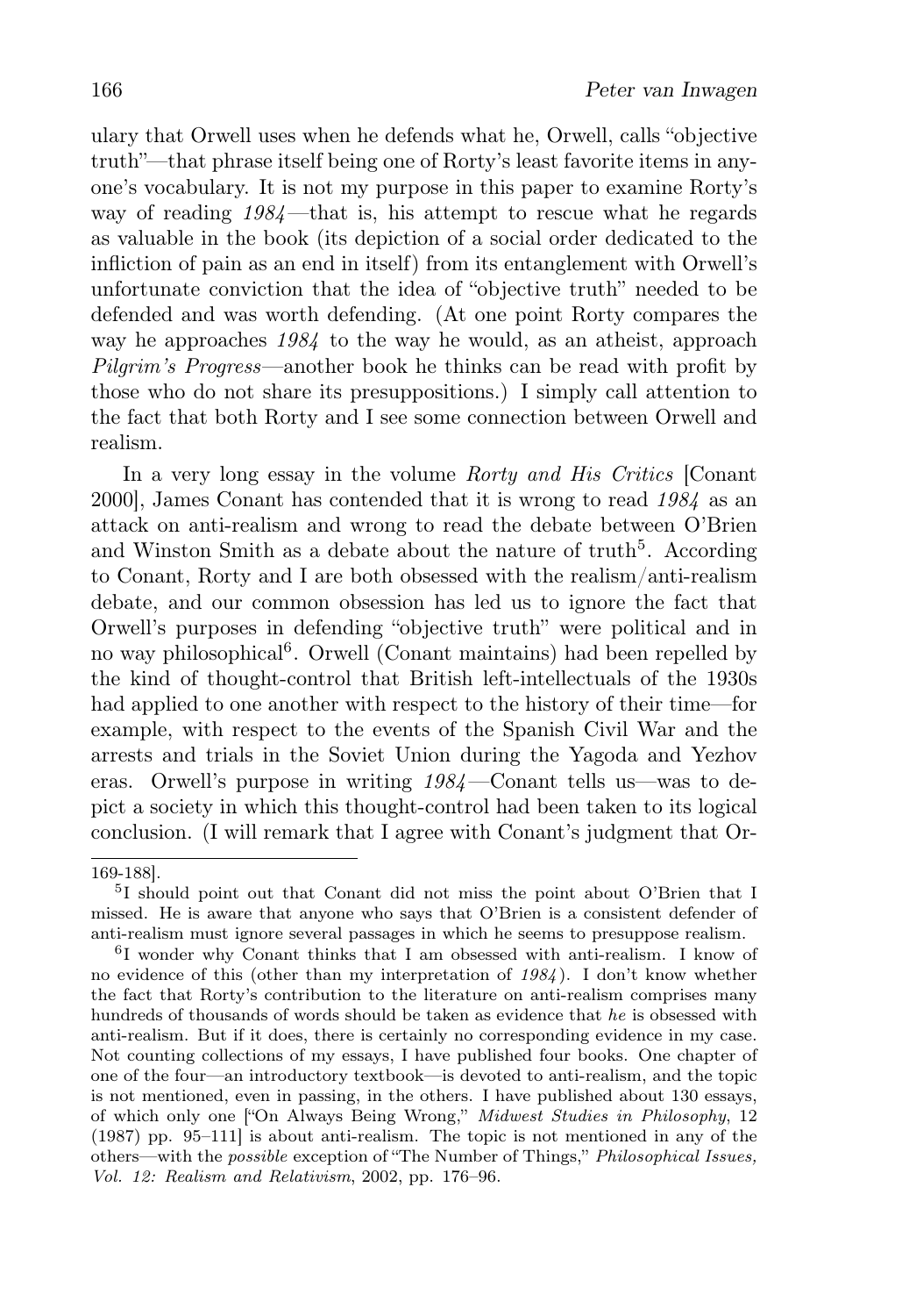ulary that Orwell uses when he defends what he, Orwell, calls "objective truth"—that phrase itself being one of Rorty's least favorite items in anyone's vocabulary. It is not my purpose in this paper to examine Rorty's way of reading *1984*—that is, his attempt to rescue what he regards as valuable in the book (its depiction of a social order dedicated to the infliction of pain as an end in itself) from its entanglement with Orwell's unfortunate conviction that the idea of "objective truth" needed to be defended and was worth defending. (At one point Rorty compares the way he approaches *1984* to the way he would, as an atheist, approach *Pilgrim's Progress*—another book he thinks can be read with profit by those who do not share its presuppositions.) I simply call attention to the fact that both Rorty and I see some connection between Orwell and realism.

In a very long essay in the volume *Rorty and His Critics* [Conant 2000], James Conant has contended that it is wrong to read *1984* as an attack on anti-realism and wrong to read the debate between O'Brien and Winston Smith as a debate about the nature of truth[5]. According to Conant, Rorty and I are both obsessed with the realism/anti-realism debate, and our common obsession has led us to ignore the fact that Orwell's purposes in defending "objective truth" were political and in no way philosophical[6]. Orwell (Conant maintains) had been repelled by the kind of thought-control that British left-intellectuals of the 1930s had applied to one another with respect to the history of their time—for example, with respect to the events of the Spanish Civil War and the arrests and trials in the Soviet Union during the Yagoda and Yezhov eras. Orwell's purpose in writing *1984*—Conant tells us—was to depict a society in which this thought-control had been taken to its logical conclusion. (I will remark that I agree with Conant's judgment that Or-

---

169-188].

[5] I should point out that Conant did not miss the point about O'Brien that I missed. He is aware that anyone who says that O'Brien is a consistent defender of anti-realism must ignore several passages in which he seems to presuppose realism.

[6] I wonder why Conant thinks that I am obsessed with anti-realism. I know of no evidence of this (other than my interpretation of *1984*). I don't know whether the fact that Rorty's contribution to the literature on anti-realism comprises many hundreds of thousands of words should be taken as evidence that *he* is obsessed with anti-realism. But if it does, there is certainly no corresponding evidence in my case. Not counting collections of my essays, I have published four books. One chapter of one of the four—an introductory textbook—is devoted to anti-realism, and the topic is not mentioned, even in passing, in the others. I have published about 130 essays, of which only one ["On Always Being Wrong," *Midwest Studies in Philosophy*, 12 (1987) pp. 95–111] is about anti-realism. The topic is not mentioned in any of the others—with the *possible* exception of "The Number of Things," *Philosophical Issues, Vol. 12: Realism and Relativism*, 2002, pp. 176–96.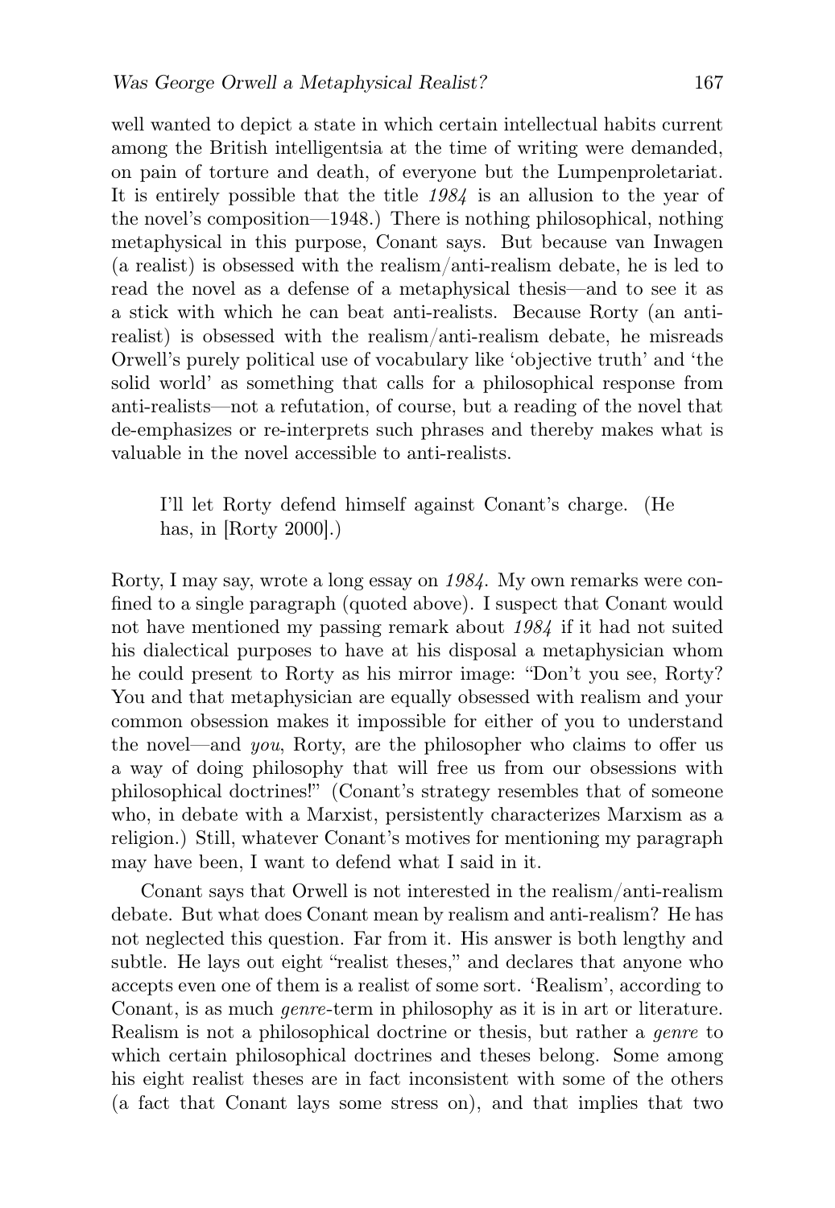well wanted to depict a state in which certain intellectual habits current among the British intelligentsia at the time of writing were demanded, on pain of torture and death, of everyone but the Lumpenproletariat. It is entirely possible that the title *1984* is an allusion to the year of the novel's composition—1948.) There is nothing philosophical, nothing metaphysical in this purpose, Conant says. But because van Inwagen (a realist) is obsessed with the realism/anti-realism debate, he is led to read the novel as a defense of a metaphysical thesis—and to see it as a stick with which he can beat anti-realists. Because Rorty (an anti-realist) is obsessed with the realism/anti-realism debate, he misreads Orwell's purely political use of vocabulary like 'objective truth' and 'the solid world' as something that calls for a philosophical response from anti-realists—not a refutation, of course, but a reading of the novel that de-emphasizes or re-interprets such phrases and thereby makes what is valuable in the novel accessible to anti-realists.

> I'll let Rorty defend himself against Conant's charge. (He has, in [Rorty 2000].)

Rorty, I may say, wrote a long essay on *1984*. My own remarks were confined to a single paragraph (quoted above). I suspect that Conant would not have mentioned my passing remark about *1984* if it had not suited his dialectical purposes to have at his disposal a metaphysician whom he could present to Rorty as his mirror image: "Don't you see, Rorty? You and that metaphysician are equally obsessed with realism and your common obsession makes it impossible for either of you to understand the novel—and *you*, Rorty, are the philosopher who claims to offer us a way of doing philosophy that will free us from our obsessions with philosophical doctrines!" (Conant's strategy resembles that of someone who, in debate with a Marxist, persistently characterizes Marxism as a religion.) Still, whatever Conant's motives for mentioning my paragraph may have been, I want to defend what I said in it.

Conant says that Orwell is not interested in the realism/anti-realism debate. But what does Conant mean by realism and anti-realism? He has not neglected this question. Far from it. His answer is both lengthy and subtle. He lays out eight "realist theses," and declares that anyone who accepts even one of them is a realist of some sort. 'Realism', according to Conant, is as much *genre*-term in philosophy as it is in art or literature. Realism is not a philosophical doctrine or thesis, but rather a *genre* to which certain philosophical doctrines and theses belong. Some among his eight realist theses are in fact inconsistent with some of the others (a fact that Conant lays some stress on), and that implies that two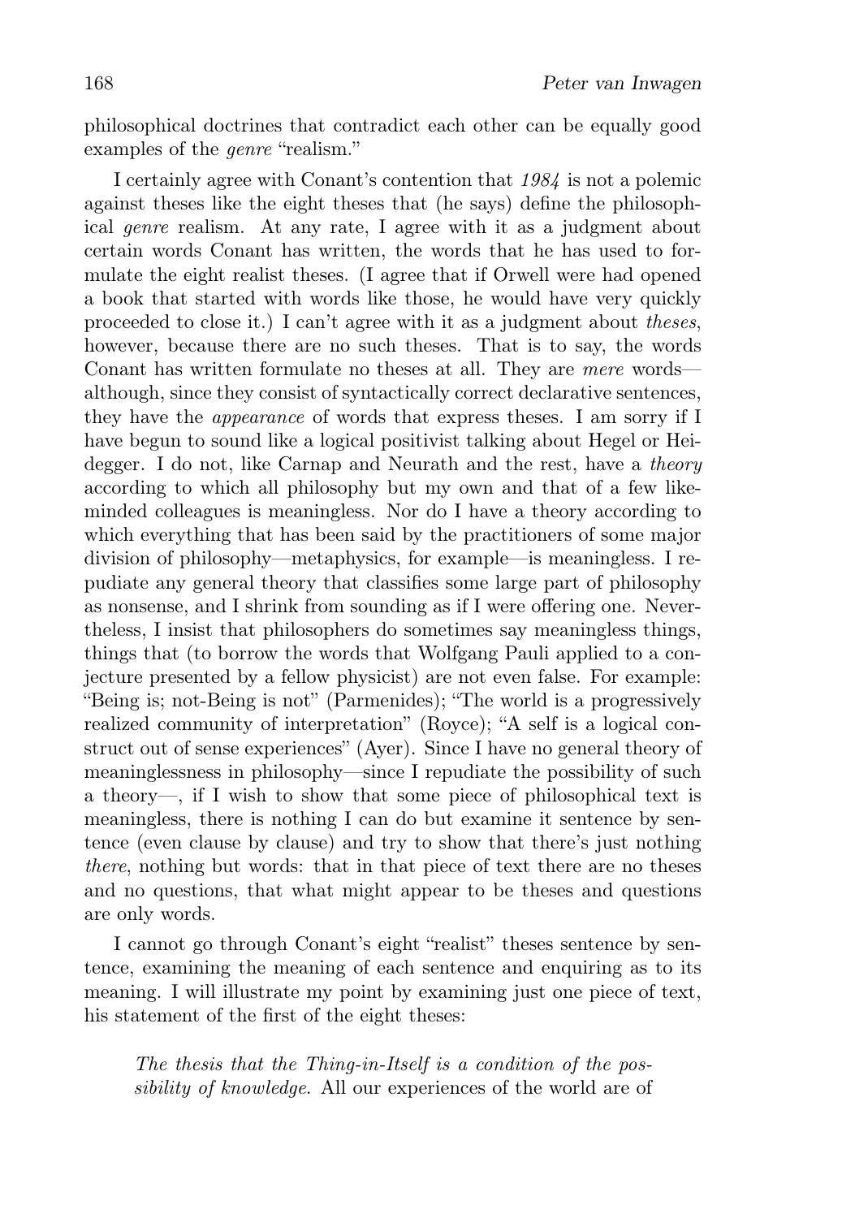philosophical doctrines that contradict each other can be equally good examples of the *genre* "realism."

I certainly agree with Conant's contention that *1984* is not a polemic against theses like the eight theses that (he says) define the philosophical *genre* realism. At any rate, I agree with it as a judgment about certain words Conant has written, the words that he has used to formulate the eight realist theses. (I agree that if Orwell were had opened a book that started with words like those, he would have very quickly proceeded to close it.) I can't agree with it as a judgment about *theses*, however, because there are no such theses. That is to say, the words Conant has written formulate no theses at all. They are *mere* words—although, since they consist of syntactically correct declarative sentences, they have the *appearance* of words that express theses. I am sorry if I have begun to sound like a logical positivist talking about Hegel or Heidegger. I do not, like Carnap and Neurath and the rest, have a *theory* according to which all philosophy but my own and that of a few like-minded colleagues is meaningless. Nor do I have a theory according to which everything that has been said by the practitioners of some major division of philosophy—metaphysics, for example—is meaningless. I repudiate any general theory that classifies some large part of philosophy as nonsense, and I shrink from sounding as if I were offering one. Nevertheless, I insist that philosophers do sometimes say meaningless things, things that (to borrow the words that Wolfgang Pauli applied to a conjecture presented by a fellow physicist) are not even false. For example: "Being is; not-Being is not" (Parmenides); "The world is a progressively realized community of interpretation" (Royce); "A self is a logical construct out of sense experiences" (Ayer). Since I have no general theory of meaninglessness in philosophy—since I repudiate the possibility of such a theory—, if I wish to show that some piece of philosophical text is meaningless, there is nothing I can do but examine it sentence by sentence (even clause by clause) and try to show that there's just nothing *there*, nothing but words: that in that piece of text there are no theses and no questions, that what might appear to be theses and questions are only words.

I cannot go through Conant's eight "realist" theses sentence by sentence, examining the meaning of each sentence and enquiring as to its meaning. I will illustrate my point by examining just one piece of text, his statement of the first of the eight theses:

> *The thesis that the Thing-in-Itself is a condition of the possibility of knowledge.* All our experiences of the world are of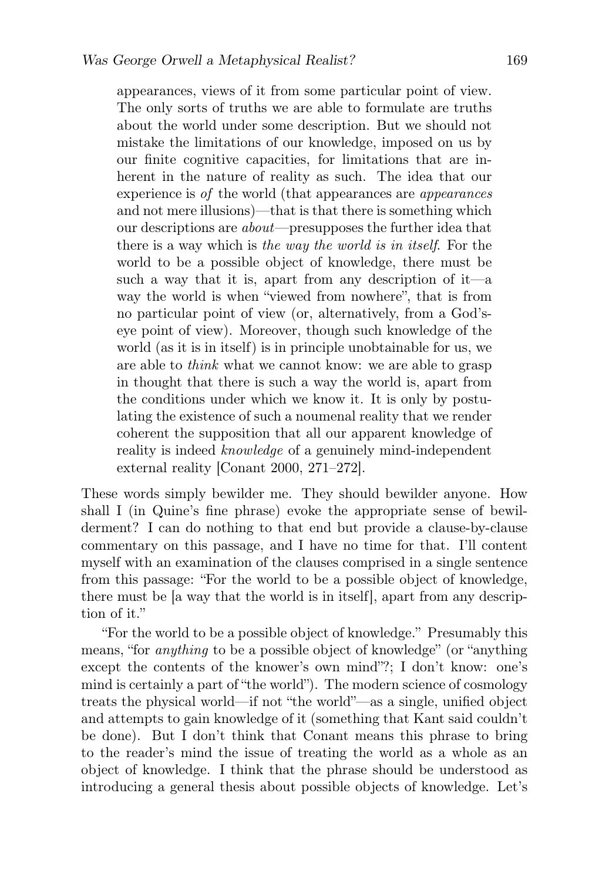> appearances, views of it from some particular point of view. The only sorts of truths we are able to formulate are truths about the world under some description. But we should not mistake the limitations of our knowledge, imposed on us by our finite cognitive capacities, for limitations that are inherent in the nature of reality as such. The idea that our experience is *of* the world (that appearances are *appearances* and not mere illusions)—that is that there is something which our descriptions are *about*—presupposes the further idea that there is a way which is *the way the world is in itself*. For the world to be a possible object of knowledge, there must be such a way that it is, apart from any description of it—a way the world is when "viewed from nowhere", that is from no particular point of view (or, alternatively, from a God's-eye point of view). Moreover, though such knowledge of the world (as it is in itself) is in principle unobtainable for us, we are able to *think* what we cannot know: we are able to grasp in thought that there is such a way the world is, apart from the conditions under which we know it. It is only by postulating the existence of such a noumenal reality that we render coherent the supposition that all our apparent knowledge of reality is indeed *knowledge* of a genuinely mind-independent external reality [Conant 2000, 271–272].

These words simply bewilder me. They should bewilder anyone. How shall I (in Quine's fine phrase) evoke the appropriate sense of bewilderment? I can do nothing to that end but provide a clause-by-clause commentary on this passage, and I have no time for that. I'll content myself with an examination of the clauses comprised in a single sentence from this passage: "For the world to be a possible object of knowledge, there must be [a way that the world is in itself], apart from any description of it."

"For the world to be a possible object of knowledge." Presumably this means, "for *anything* to be a possible object of knowledge" (or "anything except the contents of the knower's own mind"?; I don't know: one's mind is certainly a part of "the world"). The modern science of cosmology treats the physical world—if not "the world"—as a single, unified object and attempts to gain knowledge of it (something that Kant said couldn't be done). But I don't think that Conant means this phrase to bring to the reader's mind the issue of treating the world as a whole as an object of knowledge. I think that the phrase should be understood as introducing a general thesis about possible objects of knowledge. Let's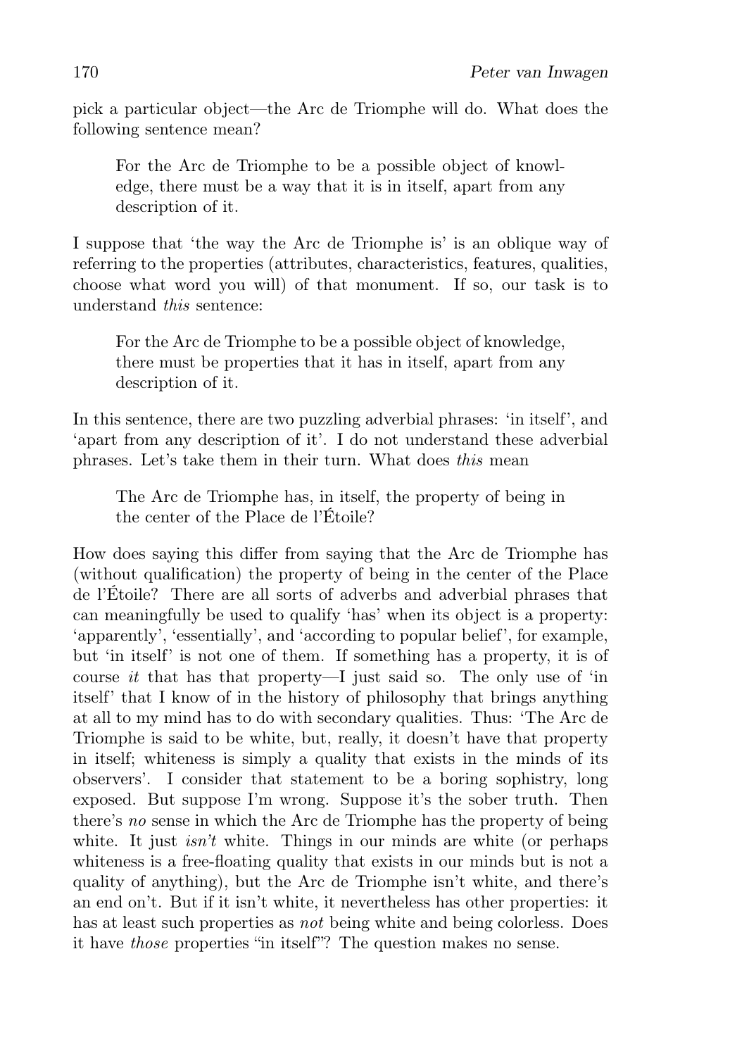pick a particular object—the Arc de Triomphe will do. What does the following sentence mean?

> For the Arc de Triomphe to be a possible object of knowledge, there must be a way that it is in itself, apart from any description of it.

I suppose that 'the way the Arc de Triomphe is' is an oblique way of referring to the properties (attributes, characteristics, features, qualities, choose what word you will) of that monument. If so, our task is to understand *this* sentence:

> For the Arc de Triomphe to be a possible object of knowledge, there must be properties that it has in itself, apart from any description of it.

In this sentence, there are two puzzling adverbial phrases: 'in itself', and 'apart from any description of it'. I do not understand these adverbial phrases. Let's take them in their turn. What does *this* mean

> The Arc de Triomphe has, in itself, the property of being in the center of the Place de l'Étoile?

How does saying this differ from saying that the Arc de Triomphe has (without qualification) the property of being in the center of the Place de l'Étoile? There are all sorts of adverbs and adverbial phrases that can meaningfully be used to qualify 'has' when its object is a property: 'apparently', 'essentially', and 'according to popular belief', for example, but 'in itself' is not one of them. If something has a property, it is of course *it* that has that property—I just said so. The only use of 'in itself' that I know of in the history of philosophy that brings anything at all to my mind has to do with secondary qualities. Thus: 'The Arc de Triomphe is said to be white, but, really, it doesn't have that property in itself; whiteness is simply a quality that exists in the minds of its observers'. I consider that statement to be a boring sophistry, long exposed. But suppose I'm wrong. Suppose it's the sober truth. Then there's *no* sense in which the Arc de Triomphe has the property of being white. It just *isn't* white. Things in our minds are white (or perhaps whiteness is a free-floating quality that exists in our minds but is not a quality of anything), but the Arc de Triomphe isn't white, and there's an end on't. But if it isn't white, it nevertheless has other properties: it has at least such properties as *not* being white and being colorless. Does it have *those* properties "in itself"? The question makes no sense.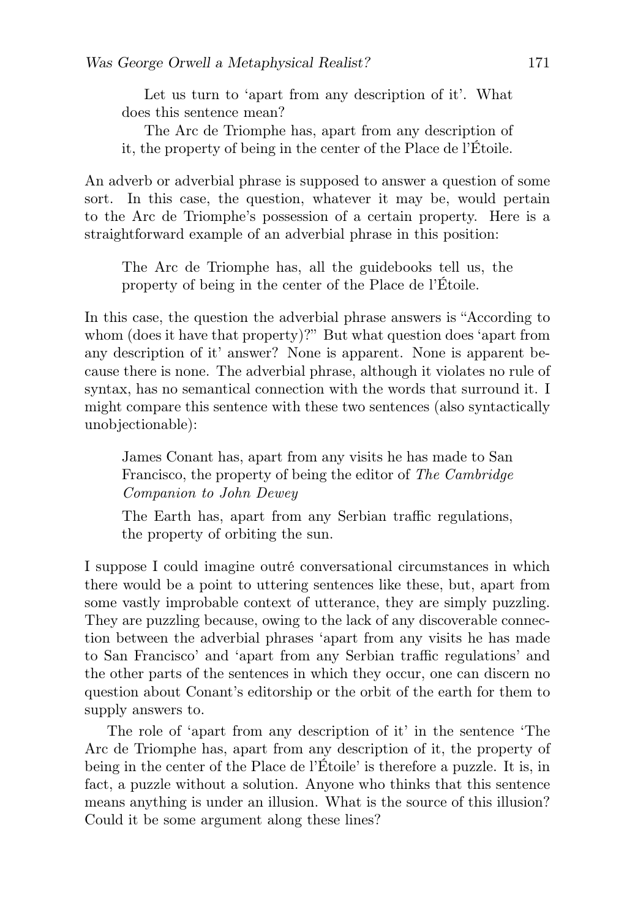Let us turn to 'apart from any description of it'. What does this sentence mean?

The Arc de Triomphe has, apart from any description of it, the property of being in the center of the Place de l'Étoile.

An adverb or adverbial phrase is supposed to answer a question of some sort. In this case, the question, whatever it may be, would pertain to the Arc de Triomphe's possession of a certain property. Here is a straightforward example of an adverbial phrase in this position:

> The Arc de Triomphe has, all the guidebooks tell us, the property of being in the center of the Place de l'Étoile.

In this case, the question the adverbial phrase answers is "According to whom (does it have that property)?" But what question does 'apart from any description of it' answer? None is apparent. None is apparent because there is none. The adverbial phrase, although it violates no rule of syntax, has no semantical connection with the words that surround it. I might compare this sentence with these two sentences (also syntactically unobjectionable):

> James Conant has, apart from any visits he has made to San Francisco, the property of being the editor of *The Cambridge Companion to John Dewey*
>
> The Earth has, apart from any Serbian traffic regulations, the property of orbiting the sun.

I suppose I could imagine outré conversational circumstances in which there would be a point to uttering sentences like these, but, apart from some vastly improbable context of utterance, they are simply puzzling. They are puzzling because, owing to the lack of any discoverable connection between the adverbial phrases 'apart from any visits he has made to San Francisco' and 'apart from any Serbian traffic regulations' and the other parts of the sentences in which they occur, one can discern no question about Conant's editorship or the orbit of the earth for them to supply answers to.

The role of 'apart from any description of it' in the sentence 'The Arc de Triomphe has, apart from any description of it, the property of being in the center of the Place de l'Étoile' is therefore a puzzle. It is, in fact, a puzzle without a solution. Anyone who thinks that this sentence means anything is under an illusion. What is the source of this illusion? Could it be some argument along these lines?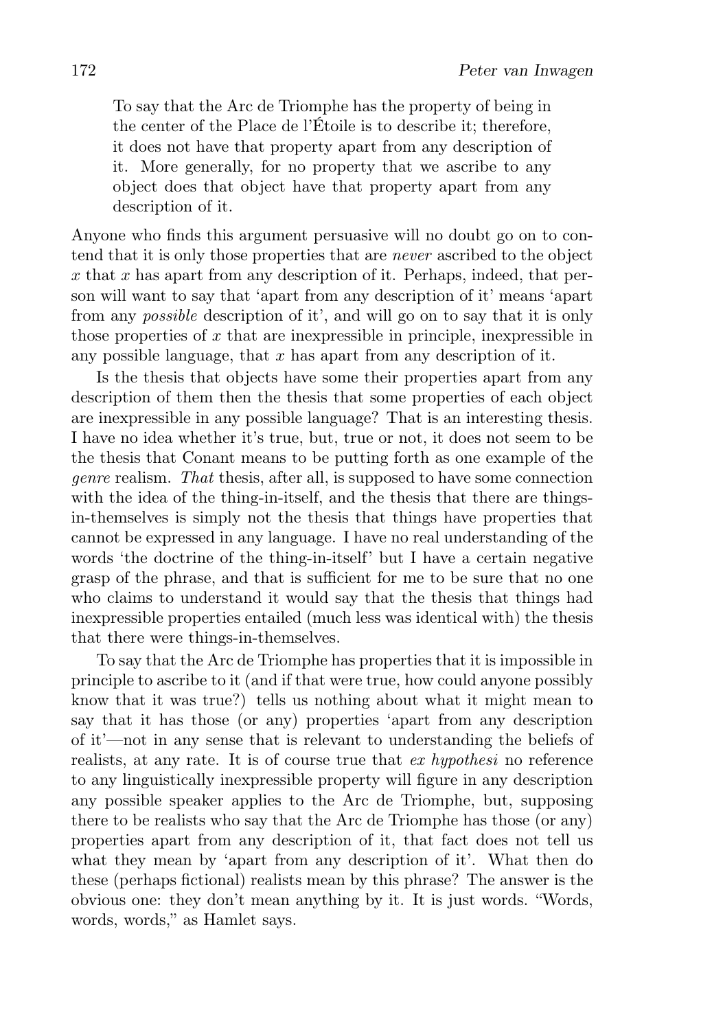> To say that the Arc de Triomphe has the property of being in the center of the Place de l'Étoile is to describe it; therefore, it does not have that property apart from any description of it. More generally, for no property that we ascribe to any object does that object have that property apart from any description of it.

Anyone who finds this argument persuasive will no doubt go on to contend that it is only those properties that are *never* ascribed to the object $x$ that $x$ has apart from any description of it. Perhaps, indeed, that person will want to say that 'apart from any description of it' means 'apart from any *possible* description of it', and will go on to say that it is only those properties of $x$ that are inexpressible in principle, inexpressible in any possible language, that $x$ has apart from any description of it.

Is the thesis that objects have some their properties apart from any description of them then the thesis that some properties of each object are inexpressible in any possible language? That is an interesting thesis. I have no idea whether it's true, but, true or not, it does not seem to be the thesis that Conant means to be putting forth as one example of the *genre* realism. *That* thesis, after all, is supposed to have some connection with the idea of the thing-in-itself, and the thesis that there are things-in-themselves is simply not the thesis that things have properties that cannot be expressed in any language. I have no real understanding of the words 'the doctrine of the thing-in-itself' but I have a certain negative grasp of the phrase, and that is sufficient for me to be sure that no one who claims to understand it would say that the thesis that things had inexpressible properties entailed (much less was identical with) the thesis that there were things-in-themselves.

To say that the Arc de Triomphe has properties that it is impossible in principle to ascribe to it (and if that were true, how could anyone possibly know that it was true?) tells us nothing about what it might mean to say that it has those (or any) properties 'apart from any description of it'—not in any sense that is relevant to understanding the beliefs of realists, at any rate. It is of course true that *ex hypothesi* no reference to any linguistically inexpressible property will figure in any description any possible speaker applies to the Arc de Triomphe, but, supposing there to be realists who say that the Arc de Triomphe has those (or any) properties apart from any description of it, that fact does not tell us what they mean by 'apart from any description of it'. What then do these (perhaps fictional) realists mean by this phrase? The answer is the obvious one: they don't mean anything by it. It is just words. "Words, words, words," as Hamlet says.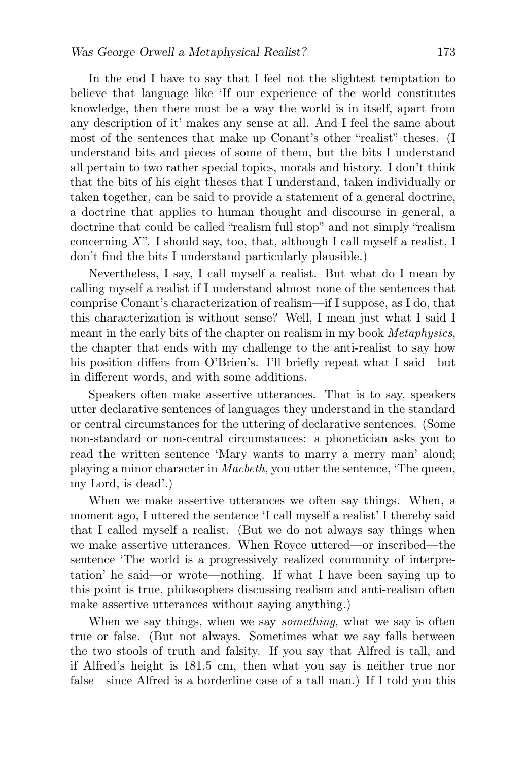In the end I have to say that I feel not the slightest temptation to believe that language like 'If our experience of the world constitutes knowledge, then there must be a way the world is in itself, apart from any description of it' makes any sense at all. And I feel the same about most of the sentences that make up Conant's other "realist" theses. (I understand bits and pieces of some of them, but the bits I understand all pertain to two rather special topics, morals and history. I don't think that the bits of his eight theses that I understand, taken individually or taken together, can be said to provide a statement of a general doctrine, a doctrine that applies to human thought and discourse in general, a doctrine that could be called "realism full stop" and not simply "realism concerning $X$". I should say, too, that, although I call myself a realist, I don't find the bits I understand particularly plausible.)

Nevertheless, I say, I call myself a realist. But what do I mean by calling myself a realist if I understand almost none of the sentences that comprise Conant's characterization of realism—if I suppose, as I do, that this characterization is without sense? Well, I mean just what I said I meant in the early bits of the chapter on realism in my book *Metaphysics*, the chapter that ends with my challenge to the anti-realist to say how his position differs from O'Brien's. I'll briefly repeat what I said—but in different words, and with some additions.

Speakers often make assertive utterances. That is to say, speakers utter declarative sentences of languages they understand in the standard or central circumstances for the uttering of declarative sentences. (Some non-standard or non-central circumstances: a phonetician asks you to read the written sentence 'Mary wants to marry a merry man' aloud; playing a minor character in *Macbeth*, you utter the sentence, 'The queen, my Lord, is dead'.)

When we make assertive utterances we often say things. When, a moment ago, I uttered the sentence 'I call myself a realist' I thereby said that I called myself a realist. (But we do not always say things when we make assertive utterances. When Royce uttered—or inscribed—the sentence 'The world is a progressively realized community of interpretation' he said—or wrote—nothing. If what I have been saying up to this point is true, philosophers discussing realism and anti-realism often make assertive utterances without saying anything.)

When we say things, when we say *something*, what we say is often true or false. (But not always. Sometimes what we say falls between the two stools of truth and falsity. If you say that Alfred is tall, and if Alfred's height is 181.5 cm, then what you say is neither true nor false—since Alfred is a borderline case of a tall man.) If I told you this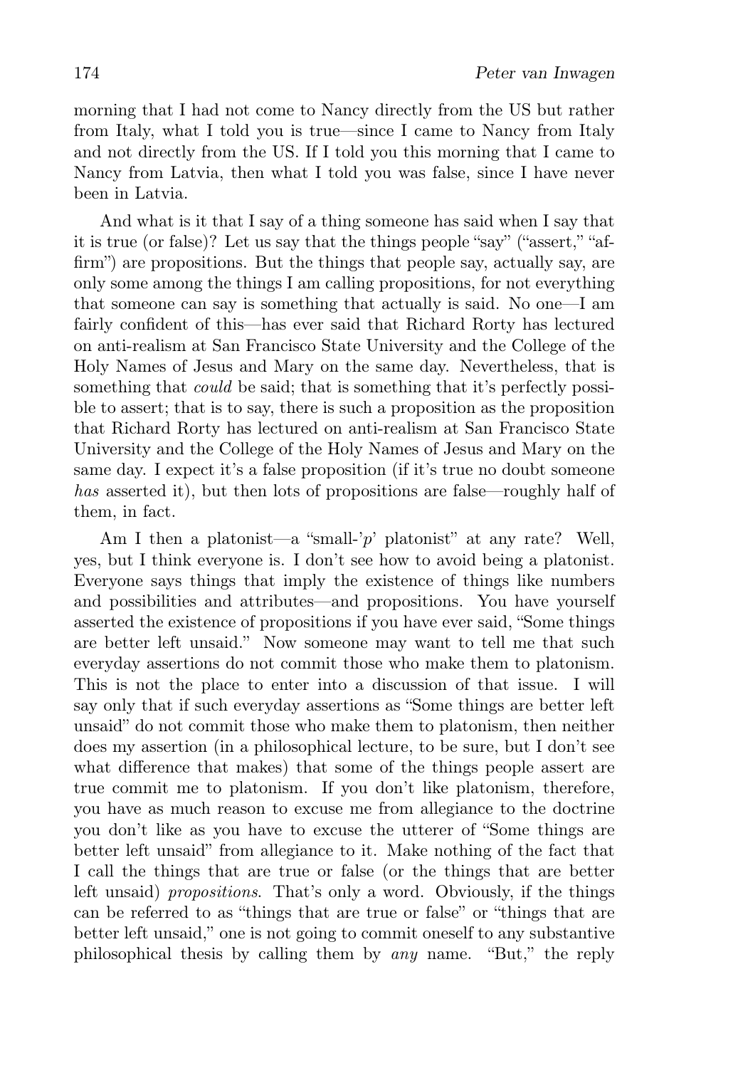morning that I had not come to Nancy directly from the US but rather from Italy, what I told you is true—since I came to Nancy from Italy and not directly from the US. If I told you this morning that I came to Nancy from Latvia, then what I told you was false, since I have never been in Latvia.

And what is it that I say of a thing someone has said when I say that it is true (or false)? Let us say that the things people "say" ("assert," "affirm") are propositions. But the things that people say, actually say, are only some among the things I am calling propositions, for not everything that someone can say is something that actually is said. No one—I am fairly confident of this—has ever said that Richard Rorty has lectured on anti-realism at San Francisco State University and the College of the Holy Names of Jesus and Mary on the same day. Nevertheless, that is something that *could* be said; that is something that it's perfectly possible to assert; that is to say, there is such a proposition as the proposition that Richard Rorty has lectured on anti-realism at San Francisco State University and the College of the Holy Names of Jesus and Mary on the same day. I expect it's a false proposition (if it's true no doubt someone *has* asserted it), but then lots of propositions are false—roughly half of them, in fact.

Am I then a platonist—a "small-'*p*' platonist" at any rate? Well, yes, but I think everyone is. I don't see how to avoid being a platonist. Everyone says things that imply the existence of things like numbers and possibilities and attributes—and propositions. You have yourself asserted the existence of propositions if you have ever said, "Some things are better left unsaid." Now someone may want to tell me that such everyday assertions do not commit those who make them to platonism. This is not the place to enter into a discussion of that issue. I will say only that if such everyday assertions as "Some things are better left unsaid" do not commit those who make them to platonism, then neither does my assertion (in a philosophical lecture, to be sure, but I don't see what difference that makes) that some of the things people assert are true commit me to platonism. If you don't like platonism, therefore, you have as much reason to excuse me from allegiance to the doctrine you don't like as you have to excuse the utterer of "Some things are better left unsaid" from allegiance to it. Make nothing of the fact that I call the things that are true or false (or the things that are better left unsaid) *propositions*. That's only a word. Obviously, if the things can be referred to as "things that are true or false" or "things that are better left unsaid," one is not going to commit oneself to any substantive philosophical thesis by calling them by *any* name. "But," the reply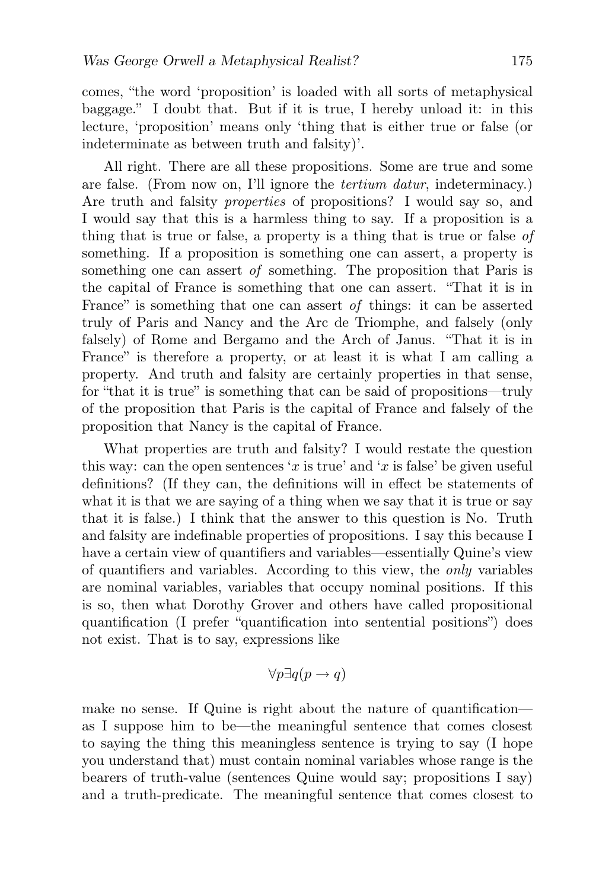comes, "the word 'proposition' is loaded with all sorts of metaphysical baggage." I doubt that. But if it is true, I hereby unload it: in this lecture, 'proposition' means only 'thing that is either true or false (or indeterminate as between truth and falsity)'.

All right. There are all these propositions. Some are true and some are false. (From now on, I'll ignore the *tertium datur*, indeterminacy.) Are truth and falsity *properties* of propositions? I would say so, and I would say that this is a harmless thing to say. If a proposition is a thing that is true or false, a property is a thing that is true or false *of* something. If a proposition is something one can assert, a property is something one can assert *of* something. The proposition that Paris is the capital of France is something that one can assert. "That it is in France" is something that one can assert *of* things: it can be asserted truly of Paris and Nancy and the Arc de Triomphe, and falsely (only falsely) of Rome and Bergamo and the Arch of Janus. "That it is in France" is therefore a property, or at least it is what I am calling a property. And truth and falsity are certainly properties in that sense, for "that it is true" is something that can be said of propositions—truly of the proposition that Paris is the capital of France and falsely of the proposition that Nancy is the capital of France.

What properties are truth and falsity? I would restate the question this way: can the open sentences '$x$ is true' and '$x$ is false' be given useful definitions? (If they can, the definitions will in effect be statements of what it is that we are saying of a thing when we say that it is true or say that it is false.) I think that the answer to this question is No. Truth and falsity are indefinable properties of propositions. I say this because I have a certain view of quantifiers and variables—essentially Quine's view of quantifiers and variables. According to this view, the *only* variables are nominal variables, variables that occupy nominal positions. If this is so, then what Dorothy Grover and others have called propositional quantification (I prefer "quantification into sentential positions") does not exist. That is to say, expressions like

$$\forall p \exists q (p \rightarrow q)$$

make no sense. If Quine is right about the nature of quantification—as I suppose him to be—the meaningful sentence that comes closest to saying the thing this meaningless sentence is trying to say (I hope you understand that) must contain nominal variables whose range is the bearers of truth-value (sentences Quine would say; propositions I say) and a truth-predicate. The meaningful sentence that comes closest to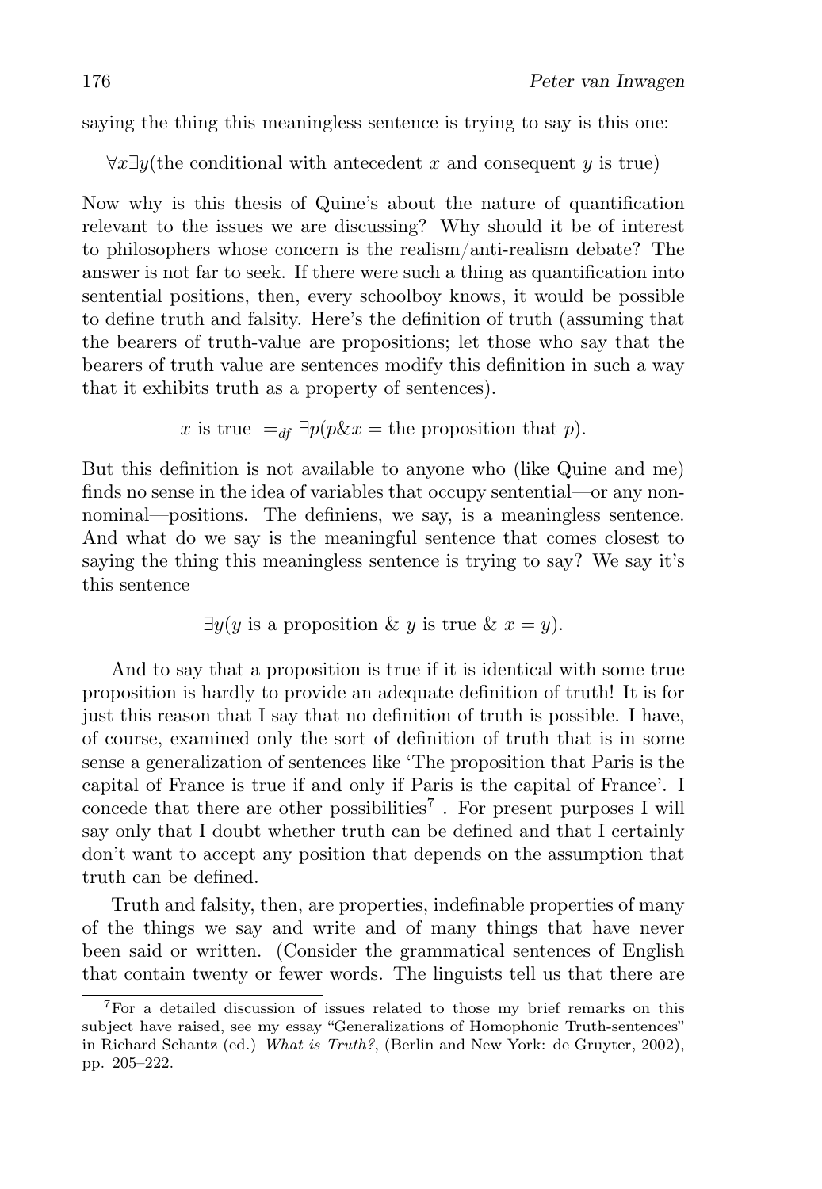saying the thing this meaningless sentence is trying to say is this one:

$\forall x \exists y$(the conditional with antecedent $x$ and consequent $y$ is true)

Now why is this thesis of Quine's about the nature of quantification relevant to the issues we are discussing? Why should it be of interest to philosophers whose concern is the realism/anti-realism debate? The answer is not far to seek. If there were such a thing as quantification into sentential positions, then, every schoolboy knows, it would be possible to define truth and falsity. Here's the definition of truth (assuming that the bearers of truth-value are propositions; let those who say that the bearers of truth value are sentences modify this definition in such a way that it exhibits truth as a property of sentences).

$$x \text{ is true } =_{df} \exists p(p \& x = \text{the proposition that } p).$$

But this definition is not available to anyone who (like Quine and me) finds no sense in the idea of variables that occupy sentential—or any non-nominal—positions. The definiens, we say, is a meaningless sentence. And what do we say is the meaningful sentence that comes closest to saying the thing this meaningless sentence is trying to say? We say it's this sentence

$$\exists y(y \text{ is a proposition } \& \ y \text{ is true } \& \ x = y).$$

And to say that a proposition is true if it is identical with some true proposition is hardly to provide an adequate definition of truth! It is for just this reason that I say that no definition of truth is possible. I have, of course, examined only the sort of definition of truth that is in some sense a generalization of sentences like 'The proposition that Paris is the capital of France is true if and only if Paris is the capital of France'. I concede that there are other possibilities[7] . For present purposes I will say only that I doubt whether truth can be defined and that I certainly don't want to accept any position that depends on the assumption that truth can be defined.

Truth and falsity, then, are properties, indefinable properties of many of the things we say and write and of many things that have never been said or written. (Consider the grammatical sentences of English that contain twenty or fewer words. The linguists tell us that there are

---

[7]For a detailed discussion of issues related to those my brief remarks on this subject have raised, see my essay "Generalizations of Homophonic Truth-sentences" in Richard Schantz (ed.) *What is Truth?*, (Berlin and New York: de Gruyter, 2002), pp. 205–222.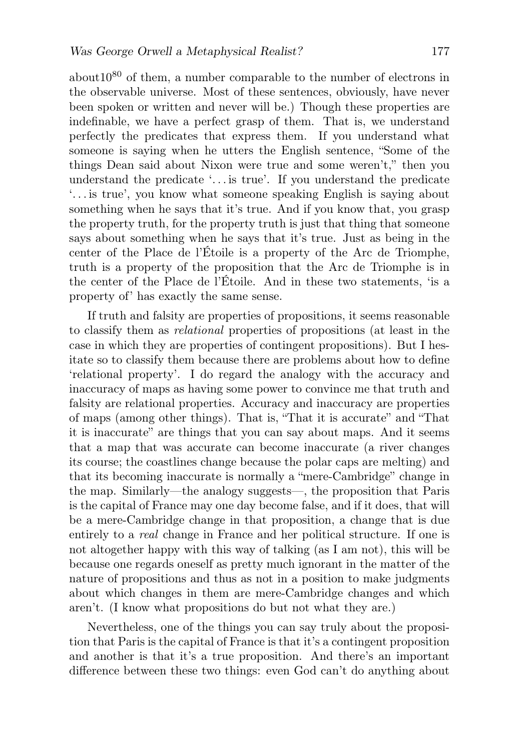about$10^{80}$ of them, a number comparable to the number of electrons in the observable universe. Most of these sentences, obviously, have never been spoken or written and never will be.) Though these properties are indefinable, we have a perfect grasp of them. That is, we understand perfectly the predicates that express them. If you understand what someone is saying when he utters the English sentence, "Some of the things Dean said about Nixon were true and some weren't," then you understand the predicate '. . . is true'. If you understand the predicate '. . . is true', you know what someone speaking English is saying about something when he says that it's true. And if you know that, you grasp the property truth, for the property truth is just that thing that someone says about something when he says that it's true. Just as being in the center of the Place de l'Étoile is a property of the Arc de Triomphe, truth is a property of the proposition that the Arc de Triomphe is in the center of the Place de l'Étoile. And in these two statements, 'is a property of' has exactly the same sense.

If truth and falsity are properties of propositions, it seems reasonable to classify them as *relational* properties of propositions (at least in the case in which they are properties of contingent propositions). But I hesitate so to classify them because there are problems about how to define 'relational property'. I do regard the analogy with the accuracy and inaccuracy of maps as having some power to convince me that truth and falsity are relational properties. Accuracy and inaccuracy are properties of maps (among other things). That is, "That it is accurate" and "That it is inaccurate" are things that you can say about maps. And it seems that a map that was accurate can become inaccurate (a river changes its course; the coastlines change because the polar caps are melting) and that its becoming inaccurate is normally a "mere-Cambridge" change in the map. Similarly—the analogy suggests—, the proposition that Paris is the capital of France may one day become false, and if it does, that will be a mere-Cambridge change in that proposition, a change that is due entirely to a *real* change in France and her political structure. If one is not altogether happy with this way of talking (as I am not), this will be because one regards oneself as pretty much ignorant in the matter of the nature of propositions and thus as not in a position to make judgments about which changes in them are mere-Cambridge changes and which aren't. (I know what propositions do but not what they are.)

Nevertheless, one of the things you can say truly about the proposition that Paris is the capital of France is that it's a contingent proposition and another is that it's a true proposition. And there's an important difference between these two things: even God can't do anything about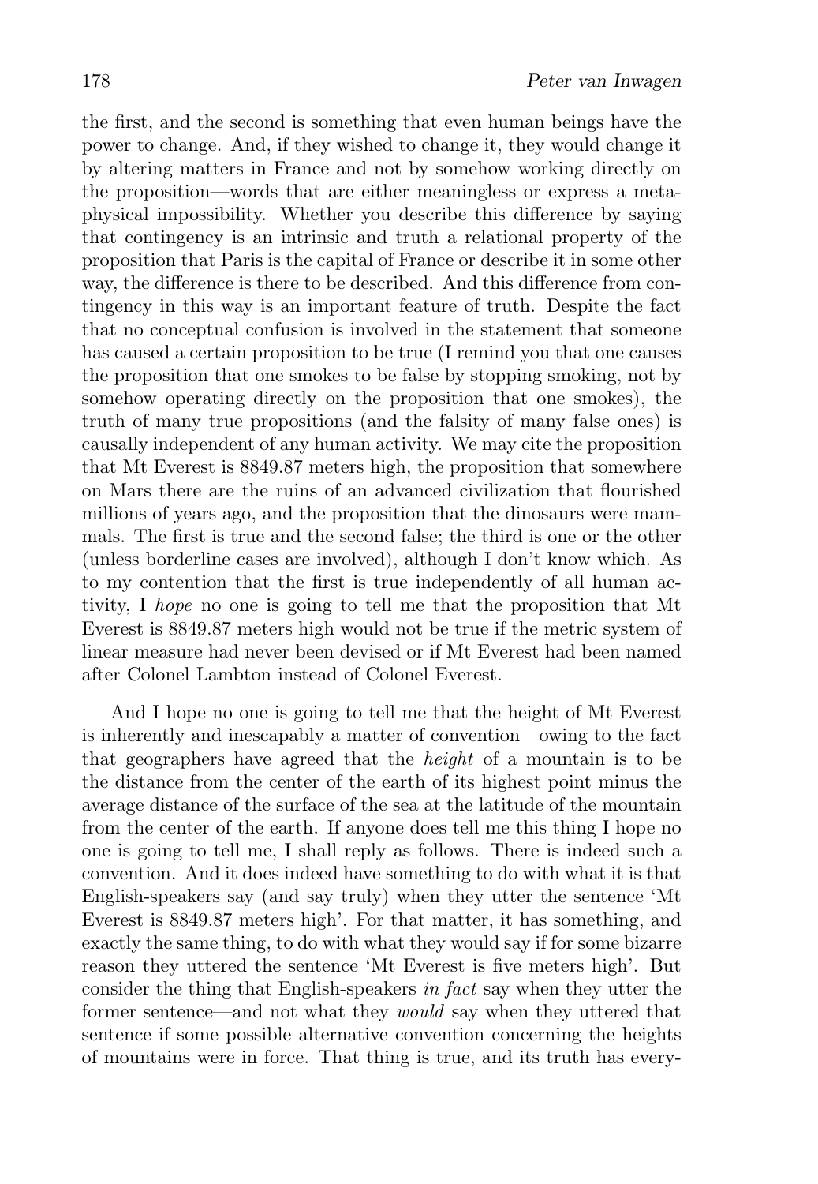the first, and the second is something that even human beings have the power to change. And, if they wished to change it, they would change it by altering matters in France and not by somehow working directly on the proposition—words that are either meaningless or express a metaphysical impossibility. Whether you describe this difference by saying that contingency is an intrinsic and truth a relational property of the proposition that Paris is the capital of France or describe it in some other way, the difference is there to be described. And this difference from contingency in this way is an important feature of truth. Despite the fact that no conceptual confusion is involved in the statement that someone has caused a certain proposition to be true (I remind you that one causes the proposition that one smokes to be false by stopping smoking, not by somehow operating directly on the proposition that one smokes), the truth of many true propositions (and the falsity of many false ones) is causally independent of any human activity. We may cite the proposition that Mt Everest is 8849.87 meters high, the proposition that somewhere on Mars there are the ruins of an advanced civilization that flourished millions of years ago, and the proposition that the dinosaurs were mammals. The first is true and the second false; the third is one or the other (unless borderline cases are involved), although I don't know which. As to my contention that the first is true independently of all human activity, I *hope* no one is going to tell me that the proposition that Mt Everest is 8849.87 meters high would not be true if the metric system of linear measure had never been devised or if Mt Everest had been named after Colonel Lambton instead of Colonel Everest.

And I hope no one is going to tell me that the height of Mt Everest is inherently and inescapably a matter of convention—owing to the fact that geographers have agreed that the *height* of a mountain is to be the distance from the center of the earth of its highest point minus the average distance of the surface of the sea at the latitude of the mountain from the center of the earth. If anyone does tell me this thing I hope no one is going to tell me, I shall reply as follows. There is indeed such a convention. And it does indeed have something to do with what it is that English-speakers say (and say truly) when they utter the sentence 'Mt Everest is 8849.87 meters high'. For that matter, it has something, and exactly the same thing, to do with what they would say if for some bizarre reason they uttered the sentence 'Mt Everest is five meters high'. But consider the thing that English-speakers *in fact* say when they utter the former sentence—and not what they *would* say when they uttered that sentence if some possible alternative convention concerning the heights of mountains were in force. That thing is true, and its truth has every-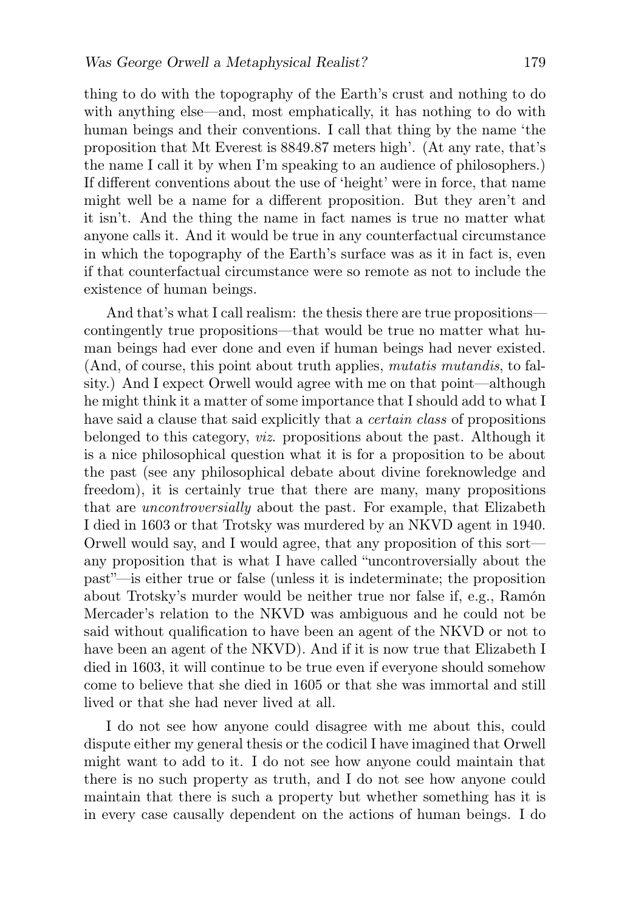thing to do with the topography of the Earth's crust and nothing to do with anything else—and, most emphatically, it has nothing to do with human beings and their conventions. I call that thing by the name 'the proposition that Mt Everest is 8849.87 meters high'. (At any rate, that's the name I call it by when I'm speaking to an audience of philosophers.) If different conventions about the use of 'height' were in force, that name might well be a name for a different proposition. But they aren't and it isn't. And the thing the name in fact names is true no matter what anyone calls it. And it would be true in any counterfactual circumstance in which the topography of the Earth's surface was as it in fact is, even if that counterfactual circumstance were so remote as not to include the existence of human beings.

And that's what I call realism: the thesis there are true propositions—contingently true propositions—that would be true no matter what human beings had ever done and even if human beings had never existed. (And, of course, this point about truth applies, *mutatis mutandis*, to falsity.) And I expect Orwell would agree with me on that point—although he might think it a matter of some importance that I should add to what I have said a clause that said explicitly that a *certain class* of propositions belonged to this category, *viz.* propositions about the past. Although it is a nice philosophical question what it is for a proposition to be about the past (see any philosophical debate about divine foreknowledge and freedom), it is certainly true that there are many, many propositions that are *uncontroversially* about the past. For example, that Elizabeth I died in 1603 or that Trotsky was murdered by an NKVD agent in 1940. Orwell would say, and I would agree, that any proposition of this sort—any proposition that is what I have called "uncontroversially about the past"—is either true or false (unless it is indeterminate; the proposition about Trotsky's murder would be neither true nor false if, e.g., Ramón Mercader's relation to the NKVD was ambiguous and he could not be said without qualification to have been an agent of the NKVD or not to have been an agent of the NKVD). And if it is now true that Elizabeth I died in 1603, it will continue to be true even if everyone should somehow come to believe that she died in 1605 or that she was immortal and still lived or that she had never lived at all.

I do not see how anyone could disagree with me about this, could dispute either my general thesis or the codicil I have imagined that Orwell might want to add to it. I do not see how anyone could maintain that there is no such property as truth, and I do not see how anyone could maintain that there is such a property but whether something has it is in every case causally dependent on the actions of human beings. I do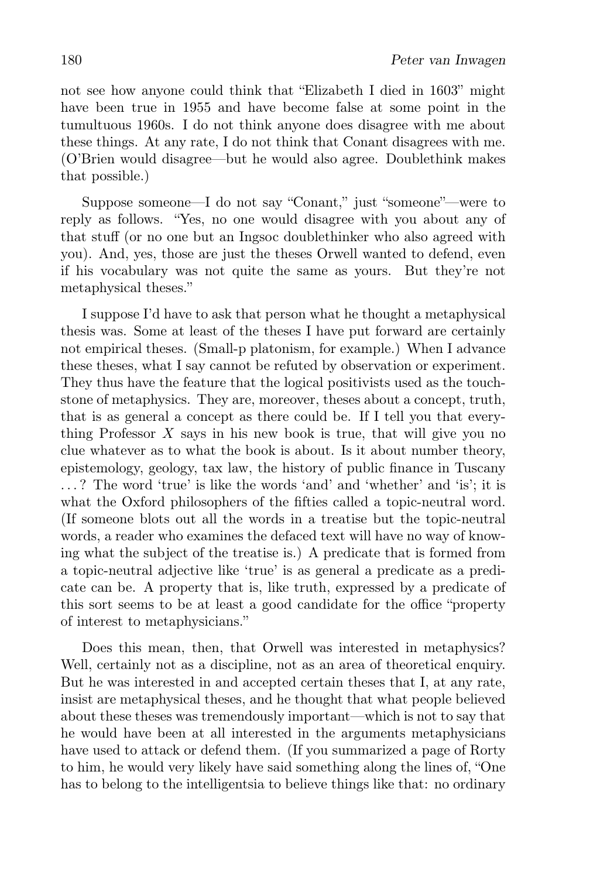not see how anyone could think that "Elizabeth I died in 1603" might have been true in 1955 and have become false at some point in the tumultuous 1960s. I do not think anyone does disagree with me about these things. At any rate, I do not think that Conant disagrees with me. (O'Brien would disagree—but he would also agree. Doublethink makes that possible.)

Suppose someone—I do not say "Conant," just "someone"—were to reply as follows. "Yes, no one would disagree with you about any of that stuff (or no one but an Ingsoc doublethinker who also agreed with you). And, yes, those are just the theses Orwell wanted to defend, even if his vocabulary was not quite the same as yours. But they're not metaphysical theses."

I suppose I'd have to ask that person what he thought a metaphysical thesis was. Some at least of the theses I have put forward are certainly not empirical theses. (Small-p platonism, for example.) When I advance these theses, what I say cannot be refuted by observation or experiment. They thus have the feature that the logical positivists used as the touchstone of metaphysics. They are, moreover, theses about a concept, truth, that is as general a concept as there could be. If I tell you that everything Professor $X$ says in his new book is true, that will give you no clue whatever as to what the book is about. Is it about number theory, epistemology, geology, tax law, the history of public finance in Tuscany ...? The word 'true' is like the words 'and' and 'whether' and 'is'; it is what the Oxford philosophers of the fifties called a topic-neutral word. (If someone blots out all the words in a treatise but the topic-neutral words, a reader who examines the defaced text will have no way of knowing what the subject of the treatise is.) A predicate that is formed from a topic-neutral adjective like 'true' is as general a predicate as a predicate can be. A property that is, like truth, expressed by a predicate of this sort seems to be at least a good candidate for the office "property of interest to metaphysicians."

Does this mean, then, that Orwell was interested in metaphysics? Well, certainly not as a discipline, not as an area of theoretical enquiry. But he was interested in and accepted certain theses that I, at any rate, insist are metaphysical theses, and he thought that what people believed about these theses was tremendously important—which is not to say that he would have been at all interested in the arguments metaphysicians have used to attack or defend them. (If you summarized a page of Rorty to him, he would very likely have said something along the lines of, "One has to belong to the intelligentsia to believe things like that: no ordinary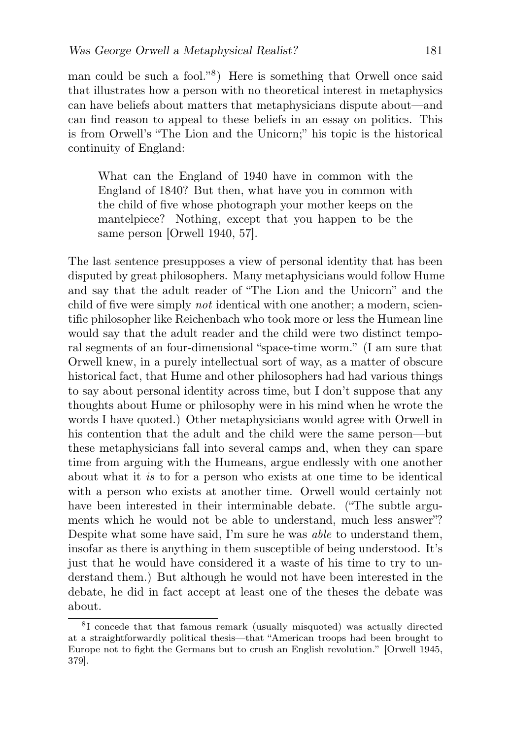man could be such a fool."[8]) Here is something that Orwell once said that illustrates how a person with no theoretical interest in metaphysics can have beliefs about matters that metaphysicians dispute about—and can find reason to appeal to these beliefs in an essay on politics. This is from Orwell's "The Lion and the Unicorn;" his topic is the historical continuity of England:

> What can the England of 1940 have in common with the England of 1840? But then, what have you in common with the child of five whose photograph your mother keeps on the mantelpiece? Nothing, except that you happen to be the same person [Orwell 1940, 57].

The last sentence presupposes a view of personal identity that has been disputed by great philosophers. Many metaphysicians would follow Hume and say that the adult reader of "The Lion and the Unicorn" and the child of five were simply *not* identical with one another; a modern, scientific philosopher like Reichenbach who took more or less the Humean line would say that the adult reader and the child were two distinct temporal segments of an four-dimensional "space-time worm." (I am sure that Orwell knew, in a purely intellectual sort of way, as a matter of obscure historical fact, that Hume and other philosophers had had various things to say about personal identity across time, but I don't suppose that any thoughts about Hume or philosophy were in his mind when he wrote the words I have quoted.) Other metaphysicians would agree with Orwell in his contention that the adult and the child were the same person—but these metaphysicians fall into several camps and, when they can spare time from arguing with the Humeans, argue endlessly with one another about what it *is* to for a person who exists at one time to be identical with a person who exists at another time. Orwell would certainly not have been interested in their interminable debate. ("The subtle arguments which he would not be able to understand, much less answer"? Despite what some have said, I'm sure he was *able* to understand them, insofar as there is anything in them susceptible of being understood. It's just that he would have considered it a waste of his time to try to understand them.) But although he would not have been interested in the debate, he did in fact accept at least one of the theses the debate was about.

[8] I concede that that famous remark (usually misquoted) was actually directed at a straightforwardly political thesis—that "American troops had been brought to Europe not to fight the Germans but to crush an English revolution." [Orwell 1945, 379].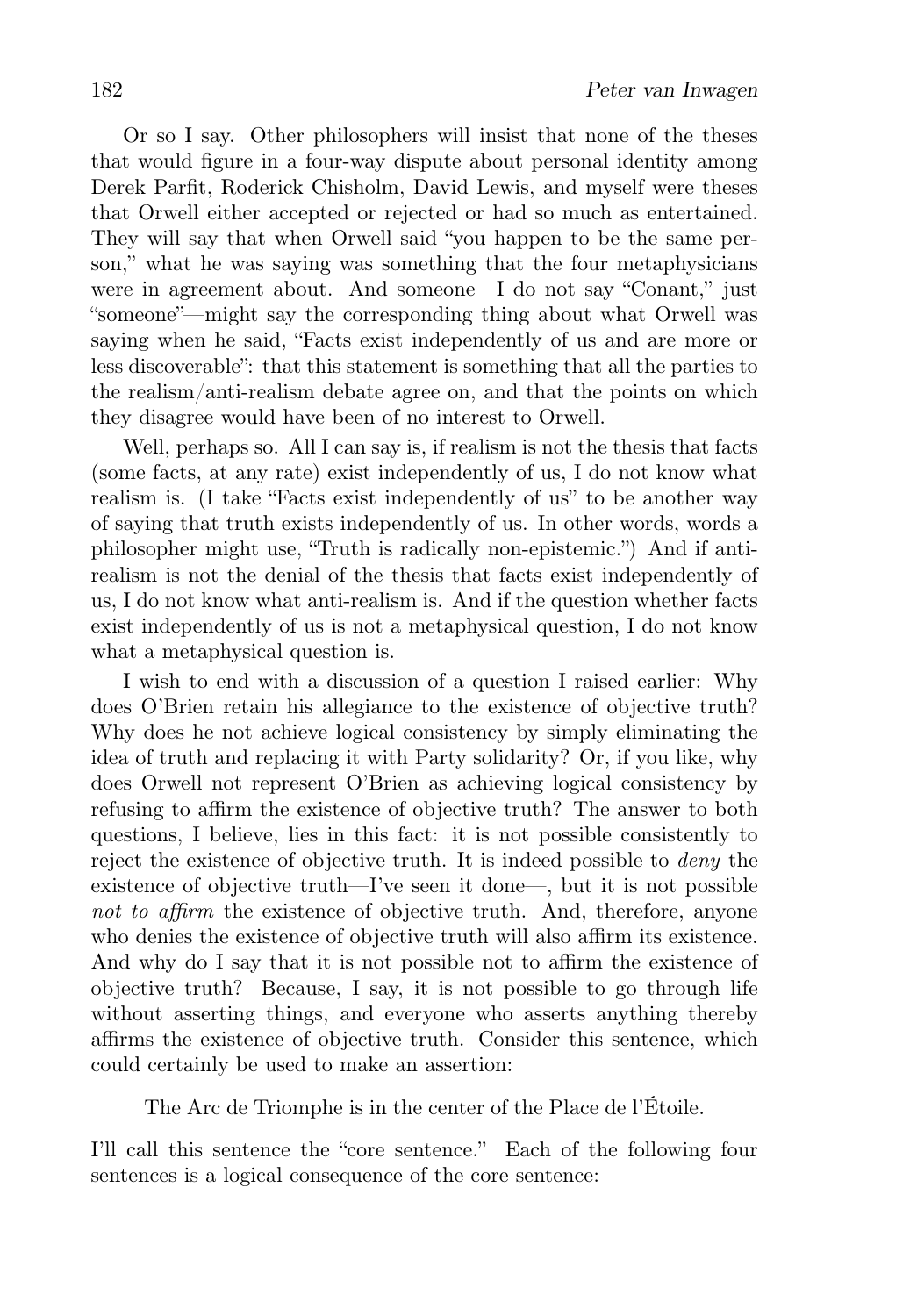Or so I say. Other philosophers will insist that none of the theses that would figure in a four-way dispute about personal identity among Derek Parfit, Roderick Chisholm, David Lewis, and myself were theses that Orwell either accepted or rejected or had so much as entertained. They will say that when Orwell said "you happen to be the same person," what he was saying was something that the four metaphysicians were in agreement about. And someone—I do not say "Conant," just "someone"—might say the corresponding thing about what Orwell was saying when he said, "Facts exist independently of us and are more or less discoverable": that this statement is something that all the parties to the realism/anti-realism debate agree on, and that the points on which they disagree would have been of no interest to Orwell.

Well, perhaps so. All I can say is, if realism is not the thesis that facts (some facts, at any rate) exist independently of us, I do not know what realism is. (I take "Facts exist independently of us" to be another way of saying that truth exists independently of us. In other words, words a philosopher might use, "Truth is radically non-epistemic.") And if anti-realism is not the denial of the thesis that facts exist independently of us, I do not know what anti-realism is. And if the question whether facts exist independently of us is not a metaphysical question, I do not know what a metaphysical question is.

I wish to end with a discussion of a question I raised earlier: Why does O'Brien retain his allegiance to the existence of objective truth? Why does he not achieve logical consistency by simply eliminating the idea of truth and replacing it with Party solidarity? Or, if you like, why does Orwell not represent O'Brien as achieving logical consistency by refusing to affirm the existence of objective truth? The answer to both questions, I believe, lies in this fact: it is not possible consistently to reject the existence of objective truth. It is indeed possible to *deny* the existence of objective truth—I've seen it done—, but it is not possible *not to affirm* the existence of objective truth. And, therefore, anyone who denies the existence of objective truth will also affirm its existence. And why do I say that it is not possible not to affirm the existence of objective truth? Because, I say, it is not possible to go through life without asserting things, and everyone who asserts anything thereby affirms the existence of objective truth. Consider this sentence, which could certainly be used to make an assertion:

> The Arc de Triomphe is in the center of the Place de l'Étoile.

I'll call this sentence the "core sentence." Each of the following four sentences is a logical consequence of the core sentence: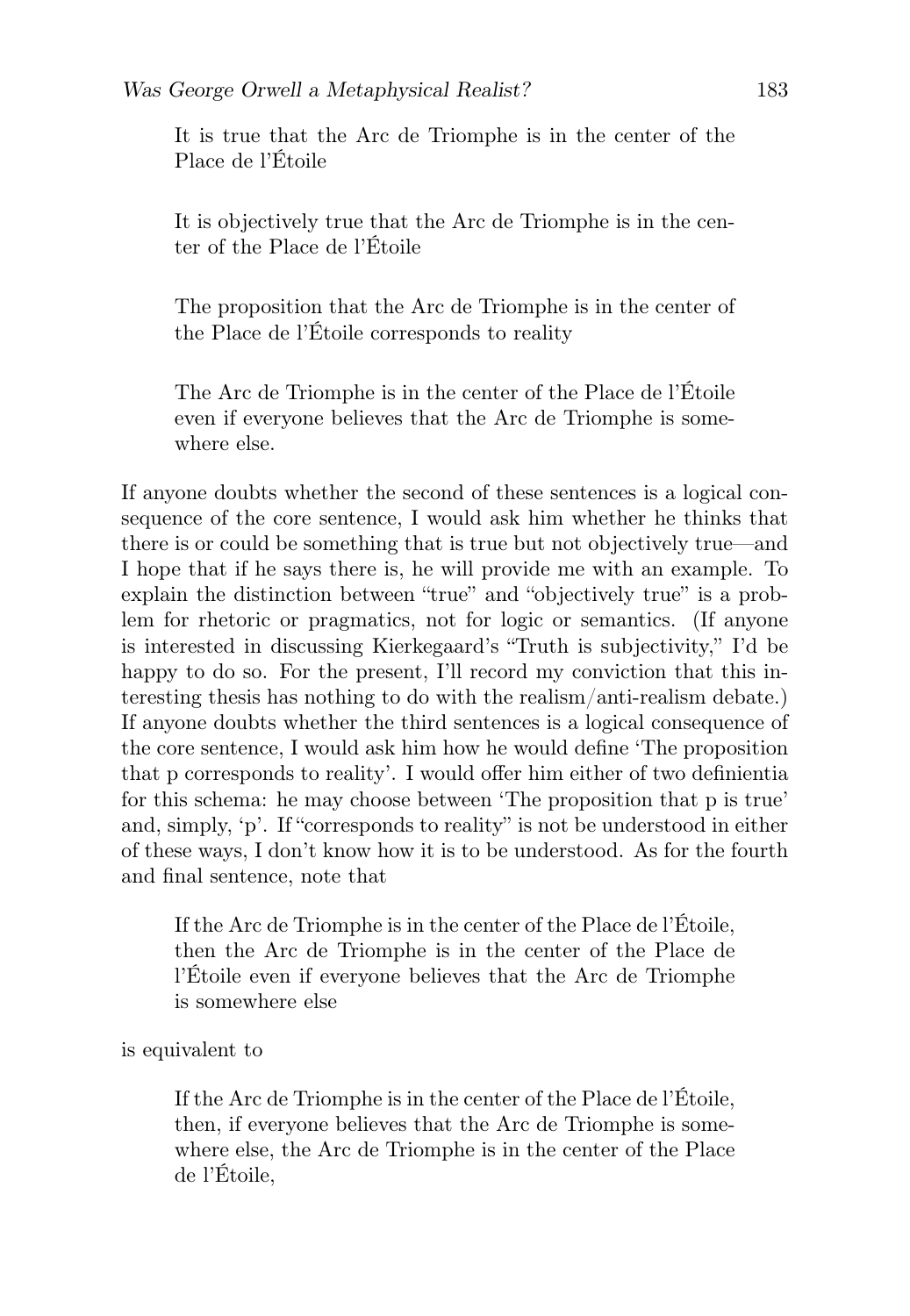It is true that the Arc de Triomphe is in the center of the Place de l'Étoile

It is objectively true that the Arc de Triomphe is in the center of the Place de l'Étoile

The proposition that the Arc de Triomphe is in the center of the Place de l'Étoile corresponds to reality

The Arc de Triomphe is in the center of the Place de l'Étoile even if everyone believes that the Arc de Triomphe is somewhere else.

If anyone doubts whether the second of these sentences is a logical consequence of the core sentence, I would ask him whether he thinks that there is or could be something that is true but not objectively true—and I hope that if he says there is, he will provide me with an example. To explain the distinction between "true" and "objectively true" is a problem for rhetoric or pragmatics, not for logic or semantics. (If anyone is interested in discussing Kierkegaard's "Truth is subjectivity," I'd be happy to do so. For the present, I'll record my conviction that this interesting thesis has nothing to do with the realism/anti-realism debate.) If anyone doubts whether the third sentences is a logical consequence of the core sentence, I would ask him how he would define 'The proposition that p corresponds to reality'. I would offer him either of two definientia for this schema: he may choose between 'The proposition that p is true' and, simply, 'p'. If "corresponds to reality" is not be understood in either of these ways, I don't know how it is to be understood. As for the fourth and final sentence, note that

If the Arc de Triomphe is in the center of the Place de l'Étoile, then the Arc de Triomphe is in the center of the Place de l'Étoile even if everyone believes that the Arc de Triomphe is somewhere else

is equivalent to

If the Arc de Triomphe is in the center of the Place de l'Étoile, then, if everyone believes that the Arc de Triomphe is somewhere else, the Arc de Triomphe is in the center of the Place de l'Étoile,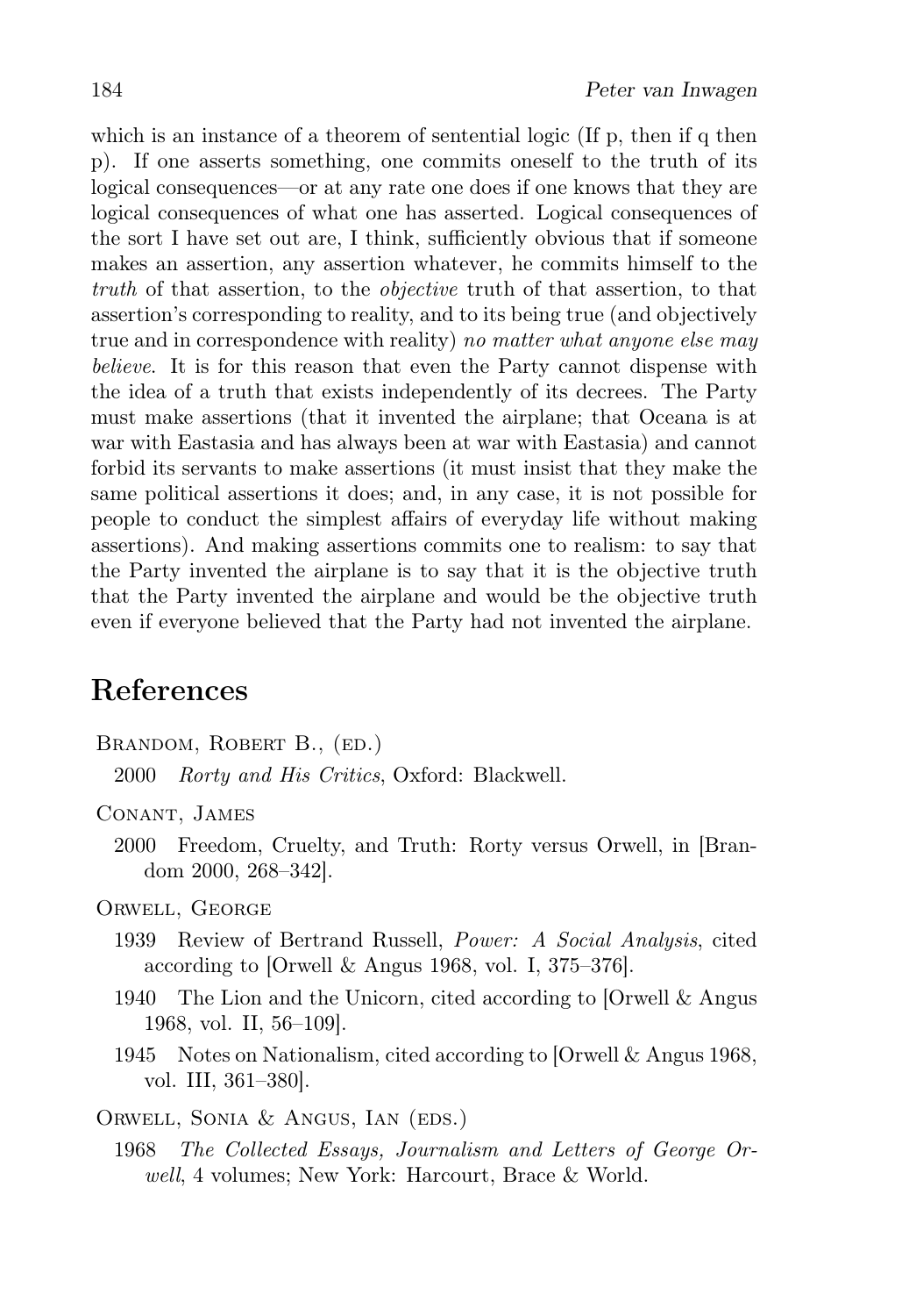which is an instance of a theorem of sentential logic (If p, then if q then p). If one asserts something, one commits oneself to the truth of its logical consequences—or at any rate one does if one knows that they are logical consequences of what one has asserted. Logical consequences of the sort I have set out are, I think, sufficiently obvious that if someone makes an assertion, any assertion whatever, he commits himself to the *truth* of that assertion, to the *objective* truth of that assertion, to that assertion's corresponding to reality, and to its being true (and objectively true and in correspondence with reality) *no matter what anyone else may believe*. It is for this reason that even the Party cannot dispense with the idea of a truth that exists independently of its decrees. The Party must make assertions (that it invented the airplane; that Oceana is at war with Eastasia and has always been at war with Eastasia) and cannot forbid its servants to make assertions (it must insist that they make the same political assertions it does; and, in any case, it is not possible for people to conduct the simplest affairs of everyday life without making assertions). And making assertions commits one to realism: to say that the Party invented the airplane is to say that it is the objective truth that the Party invented the airplane and would be the objective truth even if everyone believed that the Party had not invented the airplane.

## References

Brandom, Robert B., (ed.)

2000 *Rorty and His Critics*, Oxford: Blackwell.

Conant, James

2000 Freedom, Cruelty, and Truth: Rorty versus Orwell, in [Brandom 2000, 268–342].

Orwell, George

1939 Review of Bertrand Russell, *Power: A Social Analysis*, cited according to [Orwell & Angus 1968, vol. I, 375–376].

1940 The Lion and the Unicorn, cited according to [Orwell & Angus 1968, vol. II, 56–109].

1945 Notes on Nationalism, cited according to [Orwell & Angus 1968, vol. III, 361–380].

Orwell, Sonia & Angus, Ian (eds.)

1968 *The Collected Essays, Journalism and Letters of George Orwell*, 4 volumes; New York: Harcourt, Brace & World.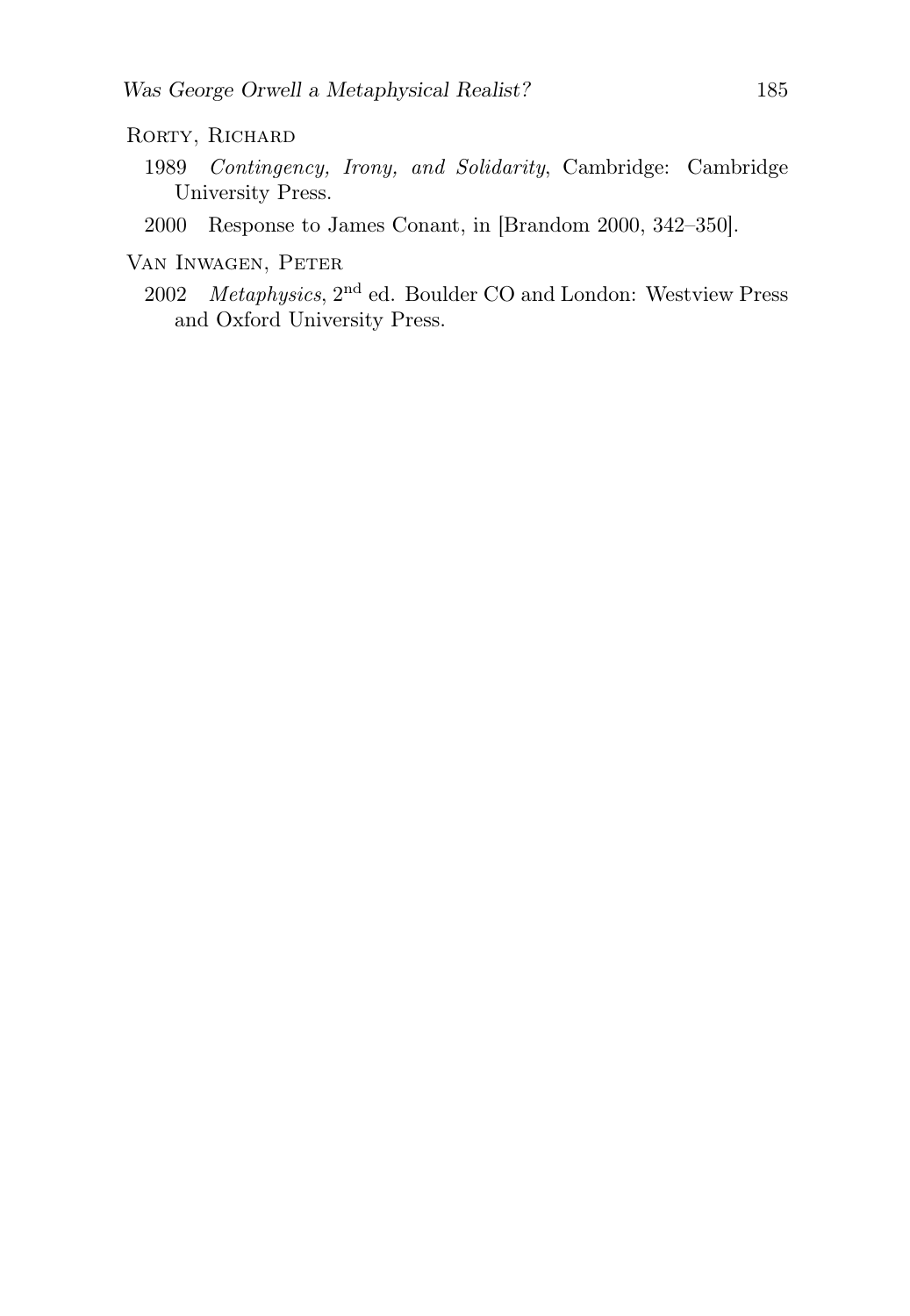Rorty, Richard

1989 *Contingency, Irony, and Solidarity*, Cambridge: Cambridge University Press.

2000 Response to James Conant, in [Brandom 2000, 342–350].

Van Inwagen, Peter

2002 *Metaphysics*, 2nd ed. Boulder CO and London: Westview Press and Oxford University Press.